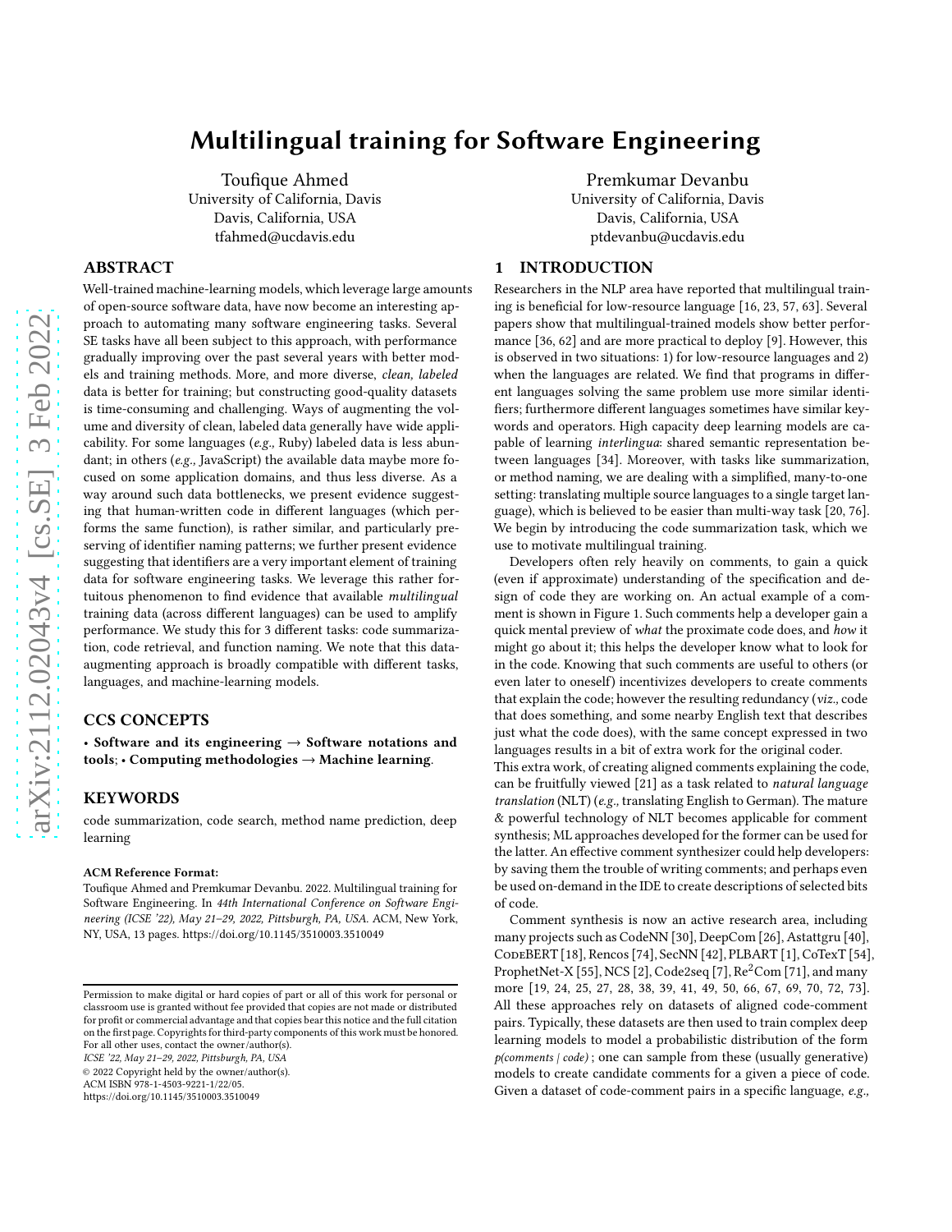# Multilingual training for Software Engineering

Toufique Ahmed
University of California, Davis
Davis, California, USA
tfahmed@ucdavis.edu

Premkumar Devanbu
University of California, Davis
Davis, California, USA
ptdevanbu@ucdavis.edu

## ABSTRACT

Well-trained machine-learning models, which leverage large amounts of open-source software data, have now become an interesting approach to automating many software engineering tasks. Several SE tasks have all been subject to this approach, with performance gradually improving over the past several years with better models and training methods. More, and more diverse, *clean, labeled* data is better for training; but constructing good-quality datasets is time-consuming and challenging. Ways of augmenting the volume and diversity of clean, labeled data generally have wide applicability. For some languages (*e.g.,* Ruby) labeled data is less abundant; in others (*e.g.,* JavaScript) the available data maybe more focused on some application domains, and thus less diverse. As a way around such data bottlenecks, we present evidence suggesting that human-written code in different languages (which performs the same function), is rather similar, and particularly preserving of identifier naming patterns; we further present evidence suggesting that identifiers are a very important element of training data for software engineering tasks. We leverage this rather fortuitous phenomenon to find evidence that available *multilingual* training data (across different languages) can be used to amplify performance. We study this for 3 different tasks: code summarization, code retrieval, and function naming. We note that this data-augmenting approach is broadly compatible with different tasks, languages, and machine-learning models.

## CCS CONCEPTS

• **Software and its engineering** → **Software notations and tools**; • **Computing methodologies** → **Machine learning**.

## KEYWORDS

code summarization, code search, method name prediction, deep learning

**ACM Reference Format:**

Toufique Ahmed and Premkumar Devanbu. 2022. Multilingual training for Software Engineering. In *44th International Conference on Software Engineering (ICSE '22), May 21–29, 2022, Pittsburgh, PA, USA.* ACM, New York, NY, USA, 13 pages. https://doi.org/10.1145/3510003.3510049

Permission to make digital or hard copies of part or all of this work for personal or classroom use is granted without fee provided that copies are not made or distributed for profit or commercial advantage and that copies bear this notice and the full citation on the first page. Copyrights for third-party components of this work must be honored. For all other uses, contact the owner/author(s).
*ICSE '22, May 21–29, 2022, Pittsburgh, PA, USA*
© 2022 Copyright held by the owner/author(s).
ACM ISBN 978-1-4503-9221-1/22/05.
https://doi.org/10.1145/3510003.3510049

## 1 INTRODUCTION

Researchers in the NLP area have reported that multilingual training is beneficial for low-resource language [16, 23, 57, 63]. Several papers show that multilingual-trained models show better performance [36, 62] and are more practical to deploy [9]. However, this is observed in two situations: 1) for low-resource languages and 2) when the languages are related. We find that programs in different languages solving the same problem use more similar identifiers; furthermore different languages sometimes have similar keywords and operators. High capacity deep learning models are capable of learning *interlingua*: shared semantic representation between languages [34]. Moreover, with tasks like summarization, or method naming, we are dealing with a simplified, many-to-one setting: translating multiple source languages to a single target language), which is believed to be easier than multi-way task [20, 76]. We begin by introducing the code summarization task, which we use to motivate multilingual training.

Developers often rely heavily on comments, to gain a quick (even if approximate) understanding of the specification and design of code they are working on. An actual example of a comment is shown in Figure 1. Such comments help a developer gain a quick mental preview of *what* the proximate code does, and *how* it might go about it; this helps the developer know what to look for in the code. Knowing that such comments are useful to others (or even later to oneself) incentivizes developers to create comments that explain the code; however the resulting redundancy (*viz.,* code that does something, and some nearby English text that describes just what the code does), with the same concept expressed in two languages results in a bit of extra work for the original coder.

This extra work, of creating aligned comments explaining the code, can be fruitfully viewed [21] as a task related to *natural language translation* (NLT) (*e.g.,* translating English to German). The mature & powerful technology of NLT becomes applicable for comment synthesis; ML approaches developed for the former can be used for the latter. An effective comment synthesizer could help developers: by saving them the trouble of writing comments; and perhaps even be used on-demand in the IDE to create descriptions of selected bits of code.

Comment synthesis is now an active research area, including many projects such as CodeNN [30], DeepCom [26], Astattgru [40], CodeBERT [18], Rencos [74], SecNN [42], PLBART [1], CoTexT [54], ProphetNet-X [55], NCS [2], Code2seq [7], Re$^2$Com [71], and many more [19, 24, 25, 27, 28, 38, 39, 41, 49, 50, 66, 67, 69, 70, 72, 73]. All these approaches rely on datasets of aligned code-comment pairs. Typically, these datasets are then used to train complex deep learning models to model a probabilistic distribution of the form *p(comments | code)* ; one can sample from these (usually generative) models to create candidate comments for a given a piece of code. Given a dataset of code-comment pairs in a specific language, *e.g.*,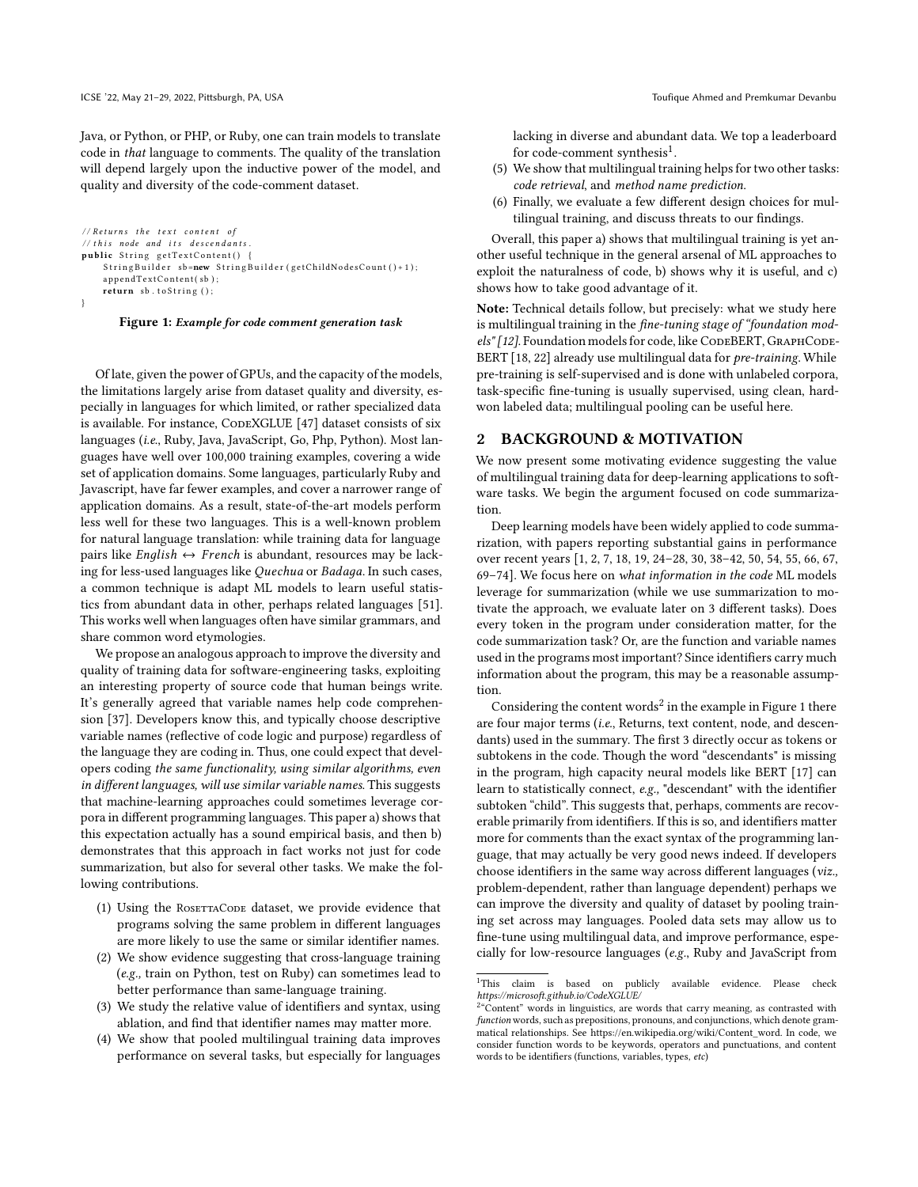Java, or Python, or PHP, or Ruby, one can train models to translate code in *that* language to comments. The quality of the translation will depend largely upon the inductive power of the model, and quality and diversity of the code-comment dataset.

```
//Returns the text content of
//this node and its descendants.
public String getTextContent() {
    StringBuilder sb=new StringBuilder(getChildNodesCount()+1);
    appendTextContent(sb);
    return sb.toString();
}
```

**Figure 1: *Example for code comment generation task***

Of late, given the power of GPUs, and the capacity of the models, the limitations largely arise from dataset quality and diversity, especially in languages for which limited, or rather specialized data is available. For instance, CodeXGLUE [47] dataset consists of six languages (*i.e.*, Ruby, Java, JavaScript, Go, Php, Python). Most languages have well over 100,000 training examples, covering a wide set of application domains. Some languages, particularly Ruby and Javascript, have far fewer examples, and cover a narrower range of application domains. As a result, state-of-the-art models perform less well for these two languages. This is a well-known problem for natural language translation: while training data for language pairs like *English* ↔ *French* is abundant, resources may be lacking for less-used languages like *Quechua* or *Badaga*. In such cases, a common technique is adapt ML models to learn useful statistics from abundant data in other, perhaps related languages [51]. This works well when languages often have similar grammars, and share common word etymologies.

We propose an analogous approach to improve the diversity and quality of training data for software-engineering tasks, exploiting an interesting property of source code that human beings write. It's generally agreed that variable names help code comprehension [37]. Developers know this, and typically choose descriptive variable names (reflective of code logic and purpose) regardless of the language they are coding in. Thus, one could expect that developers coding *the same functionality, using similar algorithms, even in different languages, will use similar variable names.* This suggests that machine-learning approaches could sometimes leverage corpora in different programming languages. This paper a) shows that this expectation actually has a sound empirical basis, and then b) demonstrates that this approach in fact works not just for code summarization, but also for several other tasks. We make the following contributions.

(1) Using the RosettaCode dataset, we provide evidence that programs solving the same problem in different languages are more likely to use the same or similar identifier names.
(2) We show evidence suggesting that cross-language training (*e.g.,* train on Python, test on Ruby) can sometimes lead to better performance than same-language training.
(3) We study the relative value of identifiers and syntax, using ablation, and find that identifier names may matter more.
(4) We show that pooled multilingual training data improves performance on several tasks, but especially for languages lacking in diverse and abundant data. We top a leaderboard for code-comment synthesis[1].
(5) We show that multilingual training helps for two other tasks: *code retrieval*, and *method name prediction*.
(6) Finally, we evaluate a few different design choices for multilingual training, and discuss threats to our findings.

Overall, this paper a) shows that multilingual training is yet another useful technique in the general arsenal of ML approaches to exploit the naturalness of code, b) shows why it is useful, and c) shows how to take good advantage of it.

**Note:** Technical details follow, but precisely: what we study here is multilingual training in the *fine-tuning stage of "foundation models" [12].* Foundation models for code, like CodeBERT, GraphCodeBERT [18, 22] already use multilingual data for *pre-training*. While pre-training is self-supervised and is done with unlabeled corpora, task-specific fine-tuning is usually supervised, using clean, hard-won labeled data; multilingual pooling can be useful here.

## 2 BACKGROUND & MOTIVATION

We now present some motivating evidence suggesting the value of multilingual training data for deep-learning applications to software tasks. We begin the argument focused on code summarization.

Deep learning models have been widely applied to code summarization, with papers reporting substantial gains in performance over recent years [1, 2, 7, 18, 19, 24–28, 30, 38–42, 50, 54, 55, 66, 67, 69–74]. We focus here on *what information in the code* ML models leverage for summarization (while we use summarization to motivate the approach, we evaluate later on 3 different tasks). Does every token in the program under consideration matter, for the code summarization task? Or, are the function and variable names used in the programs most important? Since identifiers carry much information about the program, this may be a reasonable assumption.

Considering the content words[2] in the example in Figure 1 there are four major terms (*i.e.*, Returns, text content, node, and descendants) used in the summary. The first 3 directly occur as tokens or subtokens in the code. Though the word "descendants" is missing in the program, high capacity neural models like BERT [17] can learn to statistically connect, *e.g.,* "descendant" with the identifier subtoken "child". This suggests that, perhaps, comments are recoverable primarily from identifiers. If this is so, and identifiers matter more for comments than the exact syntax of the programming language, that may actually be very good news indeed. If developers choose identifiers in the same way across different languages (*viz.*, problem-dependent, rather than language dependent) perhaps we can improve the diversity and quality of dataset by pooling training set across may languages. Pooled data sets may allow us to fine-tune using multilingual data, and improve performance, especially for low-resource languages (*e.g.*, Ruby and JavaScript from

[1] This claim is based on publicly available evidence. Please check *https://microsoft.github.io/CodeXGLUE/*

[2] "Content" words in linguistics, are words that carry meaning, as contrasted with *function* words, such as prepositions, pronouns, and conjunctions, which denote grammatical relationships. See https://en.wikipedia.org/wiki/Content_word. In code, we consider function words to be keywords, operators and punctuations, and content words to be identifiers (functions, variables, types, *etc*)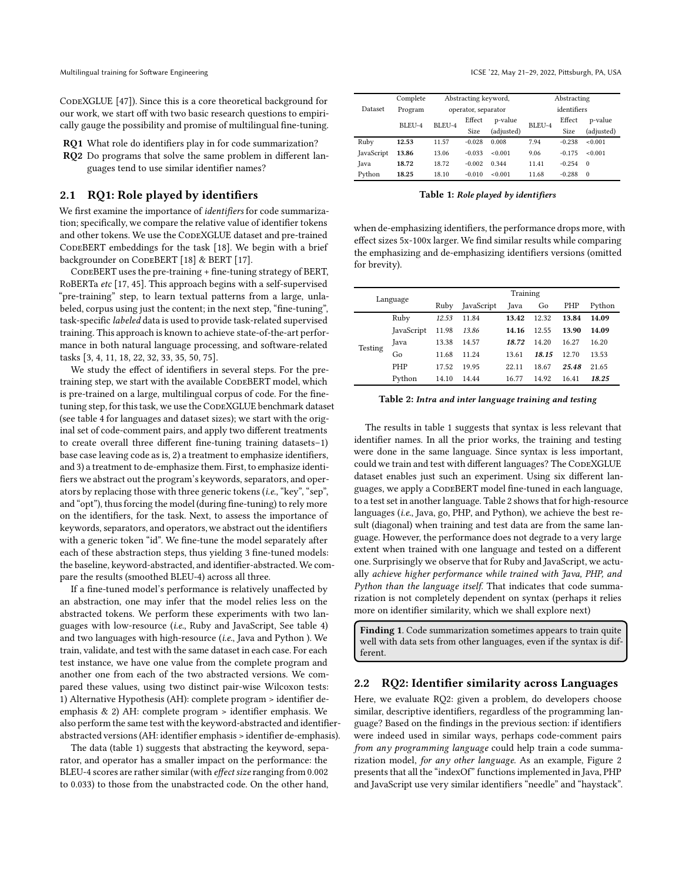CodeXGLUE [47]). Since this is a core theoretical background for our work, we start off with two basic research questions to empirically gauge the possibility and promise of multilingual fine-tuning.

**RQ1** What role do identifiers play in for code summarization?

**RQ2** Do programs that solve the same problem in different languages tend to use similar identifier names?

## 2.1 RQ1: Role played by identifiers

We first examine the importance of *identifiers* for code summarization; specifically, we compare the relative value of identifier tokens and other tokens. We use the CodeXGLUE dataset and pre-trained CodeBERT embeddings for the task [18]. We begin with a brief backgrounder on CodeBERT [18] & BERT [17].

CodeBERT uses the pre-training + fine-tuning strategy of BERT, RoBERTa *etc* [17, 45]. This approach begins with a self-supervised "pre-training" step, to learn textual patterns from a large, unlabeled, corpus using just the content; in the next step, "fine-tuning", task-specific *labeled* data is used to provide task-related supervised training. This approach is known to achieve state-of-the-art performance in both natural language processing, and software-related tasks [3, 4, 11, 18, 22, 32, 33, 35, 50, 75].

We study the effect of identifiers in several steps. For the pre-training step, we start with the available CodeBERT model, which is pre-trained on a large, multilingual corpus of code. For the fine-tuning step, for this task, we use the CodeXGLUE benchmark dataset (see table 4 for languages and dataset sizes); we start with the original set of code-comment pairs, and apply two different treatments to create overall three different fine-tuning training datasets–1) base case leaving code as is, 2) a treatment to emphasize identifiers, and 3) a treatment to de-emphasize them. First, to emphasize identifiers we abstract out the program's keywords, separators, and operators by replacing those with three generic tokens (*i.e.,* "key", "sep", and "opt"), thus forcing the model (during fine-tuning) to rely more on the identifiers, for the task. Next, to assess the importance of keywords, separators, and operators, we abstract out the identifiers with a generic token "id". We fine-tune the model separately after each of these abstraction steps, thus yielding 3 fine-tuned models: the baseline, keyword-abstracted, and identifier-abstracted. We compare the results (smoothed BLEU-4) across all three.

If a fine-tuned model's performance is relatively unaffected by an abstraction, one may infer that the model relies less on the abstracted tokens. We perform these experiments with two languages with low-resource (*i.e.,* Ruby and JavaScript, See table 4) and two languages with high-resource (*i.e.,* Java and Python ). We train, validate, and test with the same dataset in each case. For each test instance, we have one value from the complete program and another one from each of the two abstracted versions. We compared these values, using two distinct pair-wise Wilcoxon tests: 1) Alternative Hypothesis (AH): complete program > identifier de-emphasis & 2) AH: complete program > identifier emphasis. We also perform the same test with the keyword-abstracted and identifier-abstracted versions (AH: identifier emphasis > identifier de-emphasis).

The data (table 1) suggests that abstracting the keyword, separator, and operator has a smaller impact on the performance: the BLEU-4 scores are rather similar (with *effect size* ranging from 0.002 to 0.033) to those from the unabstracted code. On the other hand,

| Dataset | Complete Program | Abstracting keyword, operator, separator | | | Abstracting identifiers | | |
|---|---|---|---|---|---|---|---|
| | BLEU-4 | BLEU-4 | Effect Size | p-value (adjusted) | BLEU-4 | Effect Size | p-value (adjusted) |
| Ruby | **12.53** | 11.57 | -0.028 | 0.008 | 7.94 | -0.238 | <0.001 |
| JavaScript | **13.86** | 13.06 | -0.033 | <0.001 | 9.06 | -0.175 | <0.001 |
| Java | **18.72** | 18.72 | -0.002 | 0.344 | 11.41 | -0.254 | 0 |
| Python | **18.25** | 18.10 | -0.010 | <0.001 | 11.68 | -0.288 | 0 |

**Table 1:** ***Role played by identifiers***

when de-emphasizing identifiers, the performance drops more, with effect sizes 5x-100x larger. We find similar results while comparing the emphasizing and de-emphasizing identifiers versions (omitted for brevity).

| Language | | Training | | | | | |
|---|---|---|---|---|---|---|---|
| | | Ruby | JavaScript | Java | Go | PHP | Python |
| Testing | Ruby | *12.53* | 11.84 | **13.42** | 12.32 | **13.84** | **14.09** |
| | JavaScript | 11.98 | *13.86* | **14.16** | 12.55 | **13.90** | **14.09** |
| | Java | 13.38 | 14.57 | ***18.72*** | 14.20 | 16.27 | 16.20 |
| | Go | 11.68 | 11.24 | 13.61 | ***18.15*** | 12.70 | 13.53 |
| | PHP | 17.52 | 19.95 | 22.11 | 18.67 | ***25.48*** | 21.65 |
| | Python | 14.10 | 14.44 | 16.77 | 14.92 | 16.41 | ***18.25*** |

**Table 2:** ***Intra and inter language training and testing***

The results in table 1 suggests that syntax is less relevant that identifier names. In all the prior works, the training and testing were done in the same language. Since syntax is less important, could we train and test with different languages? The CodeXGLUE dataset enables just such an experiment. Using six different languages, we apply a CodeBERT model fine-tuned in each language, to a test set in another language. Table 2 shows that for high-resource languages (*i.e.,* Java, go, PHP, and Python), we achieve the best result (diagonal) when training and test data are from the same language. However, the performance does not degrade to a very large extent when trained with one language and tested on a different one. Surprisingly we observe that for Ruby and JavaScript, we actually *achieve higher performance while trained with Java, PHP, and Python than the language itself.* That indicates that code summarization is not completely dependent on syntax (perhaps it relies more on identifier similarity, which we shall explore next)

> **Finding 1**. Code summarization sometimes appears to train quite well with data sets from other languages, even if the syntax is different.

## 2.2 RQ2: Identifier similarity across Languages

Here, we evaluate RQ2: given a problem, do developers choose similar, descriptive identifiers, regardless of the programming language? Based on the findings in the previous section: if identifiers were indeed used in similar ways, perhaps code-comment pairs *from any programming language* could help train a code summarization model, *for any other language.* As an example, Figure 2 presents that all the "indexOf" functions implemented in Java, PHP and JavaScript use very similar identifiers "needle" and "haystack".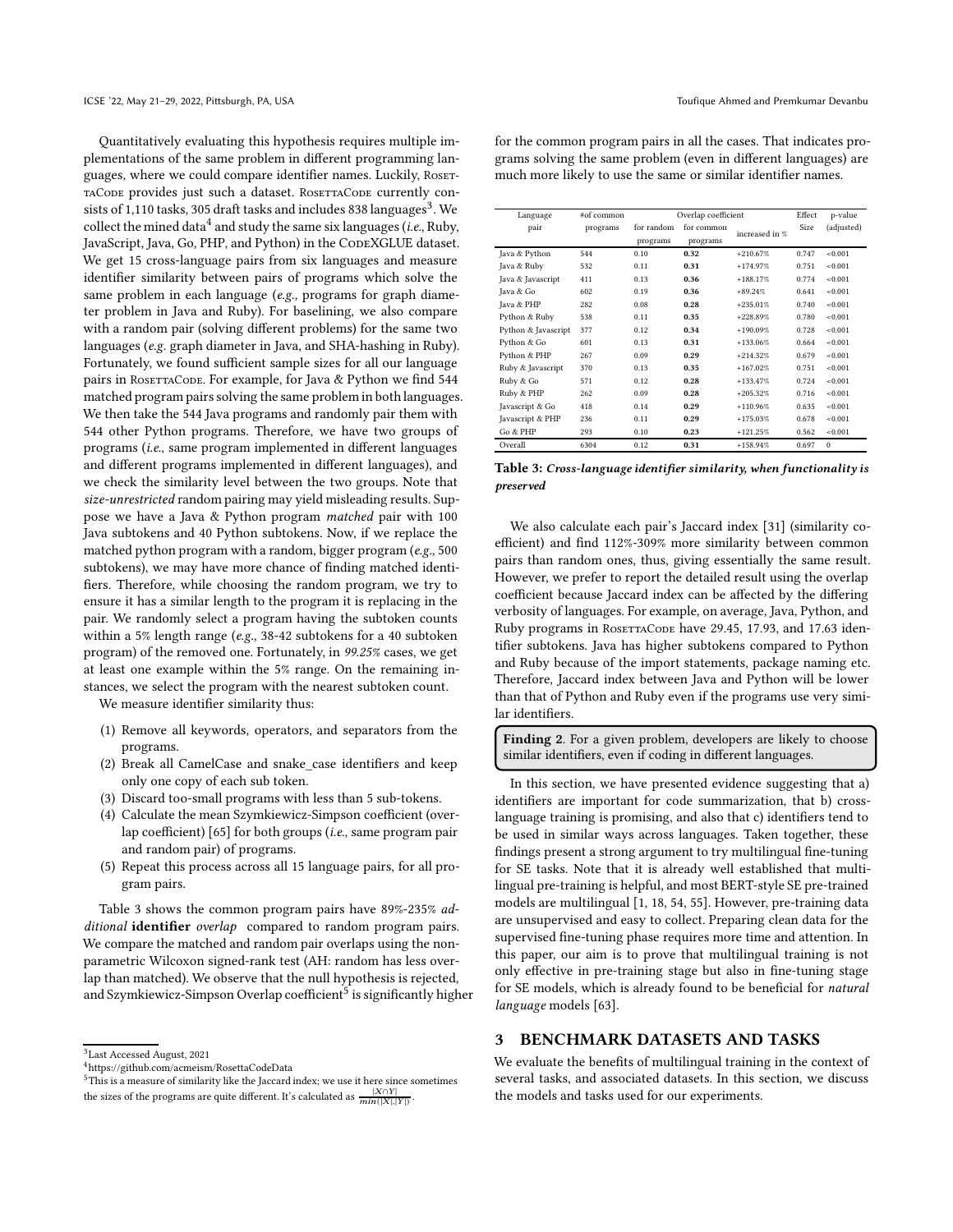Quantitatively evaluating this hypothesis requires multiple implementations of the same problem in different programming languages, where we could compare identifier names. Luckily, RosettaCode provides just such a dataset. RosettaCode currently consists of 1,110 tasks, 305 draft tasks and includes 838 languages[3]. We collect the mined data[4] and study the same six languages (*i.e.*, Ruby, JavaScript, Java, Go, PHP, and Python) in the CodeXGLUE dataset. We get 15 cross-language pairs from six languages and measure identifier similarity between pairs of programs which solve the same problem in each language (*e.g.,* programs for graph diameter problem in Java and Ruby). For baselining, we also compare with a random pair (solving different problems) for the same two languages (*e.g.* graph diameter in Java, and SHA-hashing in Ruby). Fortunately, we found sufficient sample sizes for all our language pairs in RosettaCode. For example, for Java & Python we find 544 matched program pairs solving the same problem in both languages. We then take the 544 Java programs and randomly pair them with 544 other Python programs. Therefore, we have two groups of programs (*i.e.*, same program implemented in different languages and different programs implemented in different languages), and we check the similarity level between the two groups. Note that *size-unrestricted* random pairing may yield misleading results. Suppose we have a Java & Python program *matched* pair with 100 Java subtokens and 40 Python subtokens. Now, if we replace the matched python program with a random, bigger program (*e.g.*, 500 subtokens), we may have more chance of finding matched identifiers. Therefore, while choosing the random program, we try to ensure it has a similar length to the program it is replacing in the pair. We randomly select a program having the subtoken counts within a 5% length range (*e.g.*, 38-42 subtokens for a 40 subtoken program) of the removed one. Fortunately, in *99.25%* cases, we get at least one example within the 5% range. On the remaining instances, we select the program with the nearest subtoken count.

We measure identifier similarity thus:

1. Remove all keywords, operators, and separators from the programs.
2. Break all CamelCase and snake_case identifiers and keep only one copy of each sub token.
3. Discard too-small programs with less than 5 sub-tokens.
4. Calculate the mean Szymkiewicz-Simpson coefficient (overlap coefficient) [65] for both groups (*i.e.*, same program pair and random pair) of programs.
5. Repeat this process across all 15 language pairs, for all program pairs.

Table 3 shows the common program pairs have 89%-235% *additional* **identifier** *overlap* compared to random program pairs. We compare the matched and random pair overlaps using the non-parametric Wilcoxon signed-rank test (AH: random has less overlap than matched). We observe that the null hypothesis is rejected, and Szymkiewicz-Simpson Overlap coefficient[5] is significantly higher for the common program pairs in all the cases. That indicates programs solving the same problem (even in different languages) are much more likely to use the same or similar identifier names.

| Language pair | #of common programs | Overlap coefficient | | | Effect Size | p-value (adjusted) |
|---|---|---|---|---|---|---|
| | | for random programs | for common programs | increased in % | | |
| Java & Python | 544 | 0.10 | **0.32** | +210.67% | 0.747 | <0.001 |
| Java & Ruby | 532 | 0.11 | **0.31** | +174.97% | 0.751 | <0.001 |
| Java & Javascript | 411 | 0.13 | **0.36** | +188.17% | 0.774 | <0.001 |
| Java & Go | 602 | 0.19 | **0.36** | +89.24% | 0.641 | <0.001 |
| Java & PHP | 282 | 0.08 | **0.28** | +235.01% | 0.740 | <0.001 |
| Python & Ruby | 538 | 0.11 | **0.35** | +228.89% | 0.780 | <0.001 |
| Python & Javascript | 377 | 0.12 | **0.34** | +190.09% | 0.728 | <0.001 |
| Python & Go | 601 | 0.13 | **0.31** | +133.06% | 0.664 | <0.001 |
| Python & PHP | 267 | 0.09 | **0.29** | +214.32% | 0.679 | <0.001 |
| Ruby & Javascript | 370 | 0.13 | **0.35** | +167.02% | 0.751 | <0.001 |
| Ruby & Go | 571 | 0.12 | **0.28** | +133.47% | 0.724 | <0.001 |
| Ruby & PHP | 262 | 0.09 | **0.28** | +205.32% | 0.716 | <0.001 |
| Javascript & Go | 418 | 0.14 | **0.29** | +110.96% | 0.635 | <0.001 |
| Javascript & PHP | 236 | 0.11 | **0.29** | +175.03% | 0.678 | <0.001 |
| Go & PHP | 293 | 0.10 | **0.23** | +121.25% | 0.562 | <0.001 |
| Overall | 6304 | 0.12 | **0.31** | +158.94% | 0.697 | 0 |

**Table 3: *Cross-language identifier similarity, when functionality is preserved***

We also calculate each pair's Jaccard index [31] (similarity coefficient) and find 112%-309% more similarity between common pairs than random ones, thus, giving essentially the same result. However, we prefer to report the detailed result using the overlap coefficient because Jaccard index can be affected by the differing verbosity of languages. For example, on average, Java, Python, and Ruby programs in RosettaCode have 29.45, 17.93, and 17.63 identifier subtokens. Java has higher subtokens compared to Python and Ruby because of the import statements, package naming etc. Therefore, Jaccard index between Java and Python will be lower than that of Python and Ruby even if the programs use very similar identifiers.

**Finding 2**. For a given problem, developers are likely to choose similar identifiers, even if coding in different languages.

In this section, we have presented evidence suggesting that a) identifiers are important for code summarization, that b) cross-language training is promising, and also that c) identifiers tend to be used in similar ways across languages. Taken together, these findings present a strong argument to try multilingual fine-tuning for SE tasks. Note that it is already well established that multilingual pre-training is helpful, and most BERT-style SE pre-trained models are multilingual [1, 18, 54, 55]. However, pre-training data are unsupervised and easy to collect. Preparing clean data for the supervised fine-tuning phase requires more time and attention. In this paper, our aim is to prove that multilingual training is not only effective in pre-training stage but also in fine-tuning stage for SE models, which is already found to be beneficial for *natural language* models [63].

## 3 BENCHMARK DATASETS AND TASKS

We evaluate the benefits of multilingual training in the context of several tasks, and associated datasets. In this section, we discuss the models and tasks used for our experiments.

---

[3] Last Accessed August, 2021

[4] https://github.com/acmeism/RosettaCodeData

[5] This is a measure of similarity like the Jaccard index; we use it here since sometimes the sizes of the programs are quite different. It's calculated as $\frac{|X \cap Y|}{min(|X|,|Y|)}$.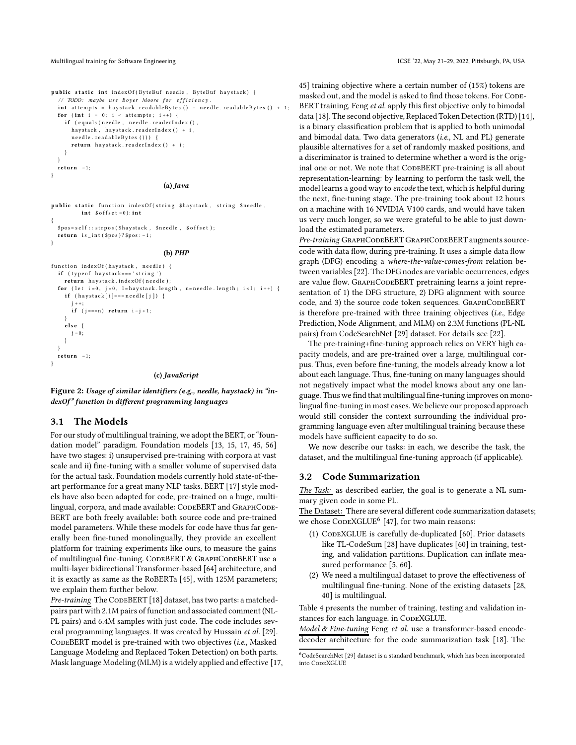```java
public static int indexOf(ByteBuf needle, ByteBuf haystack) {
    // TODO: maybe use Boyer Moore for efficiency.
    int attempts = haystack.readableBytes() - needle.readableBytes() + 1;
    for (int i = 0; i < attempts; i++) {
        if (equals(needle, needle.readerIndex(),
            haystack, haystack.readerIndex() + i,
            needle.readableBytes())) {
            return haystack.readerIndex() + i;
        }
    }
    return -1;
}
```

**(a) *Java***

```php
public static function indexOf(string $haystack, string $needle,
        int $offset=0): int
{
    $pos=self::strpos($haystack, $needle, $offset);
    return is_int($pos)?$pos:-1;
}
```

**(b) *PHP***

```javascript
function indexOf(haystack, needle) {
    if (typeof haystack==='string')
        return haystack.indexOf(needle);
    for (let i=0, j=0, l=haystack.length, n=needle.length; i<l; i++) {
        if (haystack[i]===needle[j]) {
            j++;
            if (j===n) return i-j+1;
        }
        else {
            j=0;
        }
    }
    return -1;
}
```

**(c) *JavaScript***

**Figure 2:** ***Usage of similar identifiers (e.g., needle, haystack) in "indexOf" function in different programming languages***

## 3.1 The Models

For our study of multilingual training, we adopt the BERT, or "foundation model" paradigm. Foundation models [13, 15, 17, 45, 56] have two stages: i) unsupervised pre-training with corpora at vast scale and ii) fine-tuning with a smaller volume of supervised data for the actual task. Foundation models currently hold state-of-the-art performance for a great many NLP tasks. BERT [17] style models have also been adapted for code, pre-trained on a huge, multilingual, corpora, and made available: CodeBERT and GraphCodeBERT are both freely available: both source code and pre-trained model parameters. While these models for code have thus far generally been fine-tuned monolingually, they provide an excellent platform for training experiments like ours, to measure the gains of multilingual fine-tuning. CodeBERT & GraphCodeBERT use a multi-layer bidirectional Transformer-based [64] architecture, and it is exactly as same as the RoBERTa [45], with 125M parameters; we explain them further below.

<u>*Pre-training*</u> The CodeBERT [18] dataset, has two parts: a matched-pairs part with 2.1M pairs of function and associated comment (NL-PL pairs) and 6.4M samples with just code. The code includes several programming languages. It was created by Hussain *et al.* [29]. CodeBERT model is pre-trained with two objectives (*i.e.*, Masked Language Modeling and Replaced Token Detection) on both parts. Mask language Modeling (MLM) is a widely applied and effective [17, 45] training objective where a certain number of (15%) tokens are masked out, and the model is asked to find those tokens. For CodeBERT training, Feng *et al.* apply this first objective only to bimodal data [18]. The second objective, Replaced Token Detection (RTD) [14], is a binary classification problem that is applied to both unimodal and bimodal data. Two data generators (*i.e.*, NL and PL) generate plausible alternatives for a set of randomly masked positions, and a discriminator is trained to determine whether a word is the original one or not. We note that CodeBERT pre-training is all about representation-learning: by learning to perform the task well, the model learns a good way to *encode* the text, which is helpful during the next, fine-tuning stage. The pre-training took about 12 hours on a machine with 16 NVIDIA V100 cards, and would have taken us very much longer, so we were grateful to be able to just download the estimated parameters.

<u>*Pre-training* GraphCodeBERT</u> GraphCodeBERT augments source-code with data flow, during pre-training. It uses a simple data flow graph (DFG) encoding a *where-the-value-comes-from* relation between variables [22]. The DFG nodes are variable occurrences, edges are value flow. GraphCodeBERT pretraining learns a joint representation of 1) the DFG structure, 2) DFG alignment with source code, and 3) the source code token sequences. GraphCodeBERT is therefore pre-trained with three training objectives (*i.e.*, Edge Prediction, Node Alignment, and MLM) on 2.3M functions (PL-NL pairs) from CodeSearchNet [29] dataset. For details see [22].

The pre-training+fine-tuning approach relies on VERY high capacity models, and are pre-trained over a large, multilingual corpus. Thus, even before fine-tuning, the models already know a lot about each language. Thus, fine-tuning on many languages should not negatively impact what the model knows about any one language. Thus we find that multilingual fine-tuning improves on monolingual fine-tuning in most cases. We believe our proposed approach would still consider the context surrounding the individual programming language even after multilingual training because these models have sufficient capacity to do so.

We now describe our tasks: in each, we describe the task, the dataset, and the multilingual fine-tuning approach (if applicable).

## 3.2 Code Summarization

<u>*The Task:*</u> as described earlier, the goal is to generate a NL summary given code in some PL.

<u>The Dataset:</u> There are several different code summarization datasets; we chose CodeXGLUE[6] [47], for two main reasons:

1. CodeXGLUE is carefully de-duplicated [60]. Prior datasets like TL-CodeSum [28] have duplicates [60] in training, testing, and validation partitions. Duplication can inflate measured performance [5, 60].
2. We need a multilingual dataset to prove the effectiveness of multilingual fine-tuning. None of the existing datasets [28, 40] is multilingual.

Table 4 presents the number of training, testing and validation instances for each language. in CodeXGLUE.

<u>*Model & Fine-tuning*</u> Feng *et al.* use a transformer-based encode-decoder architecture for the code summarization task [18]. The

[6] CodeSearchNet [29] dataset is a standard benchmark, which has been incorporated into CodeXGLUE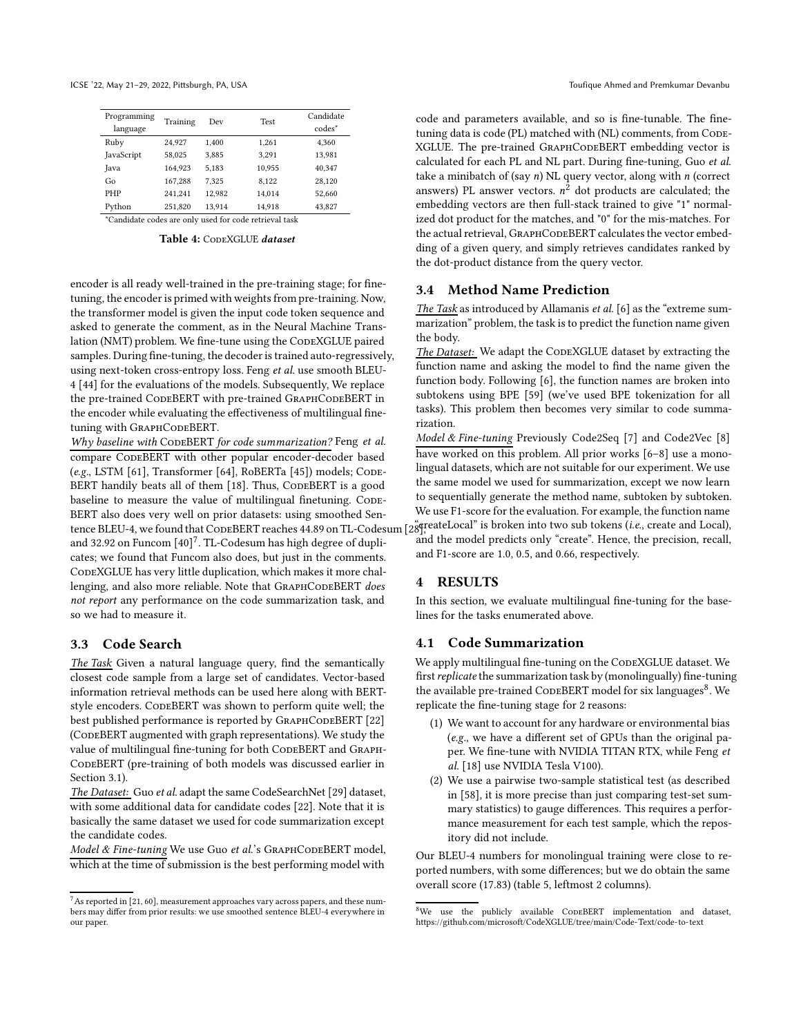| Programming language | Training | Dev | Test | Candidate codes* |
|---|---|---|---|---|
| Ruby | 24,927 | 1,400 | 1,261 | 4,360 |
| JavaScript | 58,025 | 3,885 | 3,291 | 13,981 |
| Java | 164,923 | 5,183 | 10,955 | 40,347 |
| Go | 167,288 | 7,325 | 8,122 | 28,120 |
| PHP | 241,241 | 12,982 | 14,014 | 52,660 |
| Python | 251,820 | 13,914 | 14,918 | 43,827 |

*Candidate codes are only used for code retrieval task

**Table 4:** CodeXGLUE ***dataset***

encoder is all ready well-trained in the pre-training stage; for fine-tuning, the encoder is primed with weights from pre-training. Now, the transformer model is given the input code token sequence and asked to generate the comment, as in the Neural Machine Translation (NMT) problem. We fine-tune using the CodeXGLUE paired samples. During fine-tuning, the decoder is trained auto-regressively, using next-token cross-entropy loss. Feng *et al.* use smooth BLEU-4 [44] for the evaluations of the models. Subsequently, We replace the pre-trained CodeBERT with pre-trained GraphCodeBERT in the encoder while evaluating the effectiveness of multilingual fine-tuning with GraphCodeBERT.

*Why baseline with* CodeBERT *for code summarization?* Feng *et al.* compare CodeBERT with other popular encoder-decoder based (*e.g.*, LSTM [61], Transformer [64], RoBERTa [45]) models; CodeBERT handily beats all of them [18]. Thus, CodeBERT is a good baseline to measure the value of multilingual finetuning. CodeBERT also does very well on prior datasets: using smoothed Sentence BLEU-4, we found that CodeBERT reaches 44.89 on TL-Codesum [28], and 32.92 on Funcom [40][7]. TL-Codesum has high degree of duplicates; we found that Funcom also does, but just in the comments. CodeXGLUE has very little duplication, which makes it more challenging, and also more reliable. Note that GraphCodeBERT *does not report* any performance on the code summarization task, and so we had to measure it.

### 3.3 Code Search

*The Task* Given a natural language query, find the semantically closest code sample from a large set of candidates. Vector-based information retrieval methods can be used here along with BERT-style encoders. CodeBERT was shown to perform quite well; the best published performance is reported by GraphCodeBERT [22] (CodeBERT augmented with graph representations). We study the value of multilingual fine-tuning for both CodeBERT and GraphCodeBERT (pre-training of both models was discussed earlier in Section 3.1).

*The Dataset:* Guo *et al.* adapt the same CodeSearchNet [29] dataset, with some additional data for candidate codes [22]. Note that it is basically the same dataset we used for code summarization except the candidate codes.

*Model & Fine-tuning* We use Guo *et al.*'s GraphCodeBERT model, which at the time of submission is the best performing model with code and parameters available, and so is fine-tunable. The fine-tuning data is code (PL) matched with (NL) comments, from CodeXGLUE. The pre-trained GraphCodeBERT embedding vector is calculated for each PL and NL part. During fine-tuning, Guo *et al.* take a minibatch of (say $n$) NL query vector, along with $n$ (correct answers) PL answer vectors. $n^2$ dot products are calculated; the embedding vectors are then full-stack trained to give "1" normalized dot product for the matches, and "0" for the mis-matches. For the actual retrieval, GraphCodeBERT calculates the vector embedding of a given query, and simply retrieves candidates ranked by the dot-product distance from the query vector.

### 3.4 Method Name Prediction

*The Task* as introduced by Allamanis *et al.* [6] as the "extreme summarization" problem, the task is to predict the function name given the body.

*The Dataset:* We adapt the CodeXGLUE dataset by extracting the function name and asking the model to find the name given the function body. Following [6], the function names are broken into subtokens using BPE [59] (we've used BPE tokenization for all tasks). This problem then becomes very similar to code summarization.

*Model & Fine-tuning* Previously Code2Seq [7] and Code2Vec [8] have worked on this problem. All prior works [6–8] use a monolingual datasets, which are not suitable for our experiment. We use the same model we used for summarization, except we now learn to sequentially generate the method name, subtoken by subtoken. We use F1-score for the evaluation. For example, the function name "createLocal" is broken into two sub tokens (*i.e.*, create and Local), and the model predicts only "create". Hence, the precision, recall, and F1-score are 1.0, 0.5, and 0.66, respectively.

## 4 RESULTS

In this section, we evaluate multilingual fine-tuning for the baselines for the tasks enumerated above.

### 4.1 Code Summarization

We apply multilingual fine-tuning on the CodeXGLUE dataset. We first *replicate* the summarization task by (monolingually) fine-tuning the available pre-trained CodeBERT model for six languages[8]. We replicate the fine-tuning stage for 2 reasons:

1. We want to account for any hardware or environmental bias (*e.g.*, we have a different set of GPUs than the original paper. We fine-tune with NVIDIA TITAN RTX, while Feng *et al.* [18] use NVIDIA Tesla V100).
2. We use a pairwise two-sample statistical test (as described in [58], it is more precise than just comparing test-set summary statistics) to gauge differences. This requires a performance measurement for each test sample, which the repository did not include.

Our BLEU-4 numbers for monolingual training were close to reported numbers, with some differences; but we do obtain the same overall score (17.83) (table 5, leftmost 2 columns).

[7] As reported in [21, 60], measurement approaches vary across papers, and these numbers may differ from prior results: we use smoothed sentence BLEU-4 everywhere in our paper.

[8] We use the publicly available CodeBERT implementation and dataset, https://github.com/microsoft/CodeXGLUE/tree/main/Code-Text/code-to-text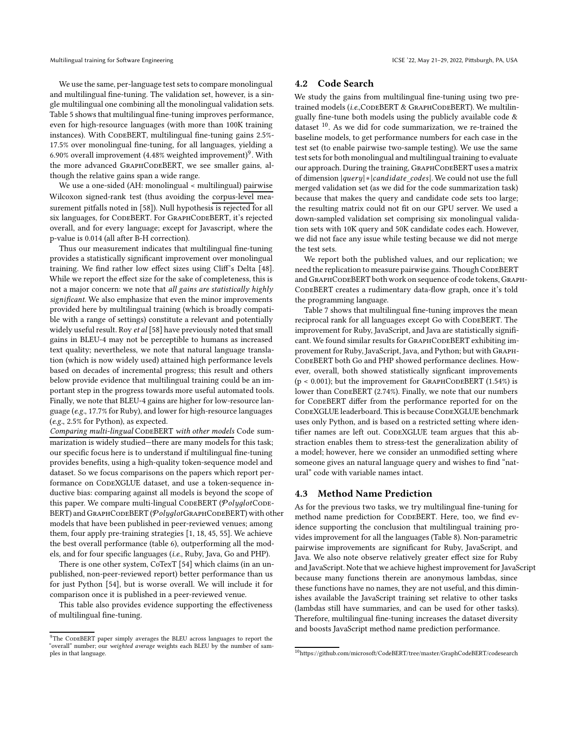We use the same, per-language test sets to compare monolingual and multilingual fine-tuning. The validation set, however, is a single multilingual one combining all the monolingual validation sets. Table 5 shows that multilingual fine-tuning improves performance, even for high-resource languages (with more than 100K training instances). With CodeBERT, multilingual fine-tuning gains 2.5%-17.5% over monolingual fine-tuning, for all languages, yielding a 6.90% overall improvement (4.48% weighted improvement)[9]. With the more advanced GraphCodeBERT, we see smaller gains, although the relative gains span a wide range.

We use a one-sided (AH: monolingual < multilingual) pairwise Wilcoxon signed-rank test (thus avoiding the corpus-level measurement pitfalls noted in [58]). Null hypothesis is rejected for all six languages, for CodeBERT. For GraphCodeBERT, it's rejected overall, and for every language; except for Javascript, where the p-value is 0.014 (all after B-H correction).

Thus our measurement indicates that multilingual fine-tuning provides a statistically significant improvement over monolingual training. We find rather low effect sizes using Cliff's Delta [48]. While we report the effect size for the sake of completeness, this is not a major concern: we note that *all gains are statistically highly significant.* We also emphasize that even the minor improvements provided here by multilingual training (which is broadly compatible with a range of settings) constitute a relevant and potentially widely useful result. Roy *et al* [58] have previously noted that small gains in BLEU-4 may not be perceptible to humans as increased text quality; nevertheless, we note that natural language translation (which is now widely used) attained high performance levels based on decades of incremental progress; this result and others below provide evidence that multilingual training could be an important step in the progress towards more useful automated tools. Finally, we note that BLEU-4 gains are higher for low-resource language (*e.g.*, 17.7% for Ruby), and lower for high-resource languages (*e.g.*, 2.5% for Python), as expected.

*Comparing multi-lingual* CodeBERT *with other models* Code summarization is widely studied—there are many models for this task; our specific focus here is to understand if multilingual fine-tuning provides benefits, using a high-quality token-sequence model and dataset. So we focus comparisons on the papers which report performance on CodeXGLUE dataset, and use a token-sequence inductive bias: comparing against all models is beyond the scope of this paper. We compare multi-lingual CodeBERT (*Polyglot*CodeBERT) and GraphCodeBERT (*Polyglot*GraphCodeBERT) with other models that have been published in peer-reviewed venues; among them, four apply pre-training strategies [1, 18, 45, 55]. We achieve the best overall performance (table 6), outperforming all the models, and for four specific languages (*i.e.*, Ruby, Java, Go and PHP).

There is one other system, CoTexT [54] which claims (in an unpublished, non-peer-reviewed report) better performance than us for just Python [54], but is worse overall. We will include it for comparison once it is published in a peer-reviewed venue.

This table also provides evidence supporting the effectiveness of multilingual fine-tuning.

## 4.2 Code Search

We study the gains from multilingual fine-tuning using two pre-trained models (*i.e.*,CodeBERT & GraphCodeBERT). We multilingually fine-tune both models using the publicly available code & dataset [10]. As we did for code summarization, we re-trained the baseline models, to get performance numbers for each case in the test set (to enable pairwise two-sample testing). We use the same test sets for both monolingual and multilingual training to evaluate our approach. During the training, GraphCodeBERT uses a matrix of dimension $|query| * |candidate\_codes|$. We could not use the full merged validation set (as we did for the code summarization task) because that makes the query and candidate code sets too large; the resulting matrix could not fit on our GPU server. We used a down-sampled validation set comprising six monolingual validation sets with 10K query and 50K candidate codes each. However, we did not face any issue while testing because we did not merge the test sets.

We report both the published values, and our replication; we need the replication to measure pairwise gains. Though CodeBERT and GraphCodeBERT both work on sequence of code tokens, GraphCodeBERT creates a rudimentary data-flow graph, once it's told the programming language.

Table 7 shows that multilingual fine-tuning improves the mean reciprocal rank for all languages except Go with CodeBERT. The improvement for Ruby, JavaScript, and Java are statistically significant. We found similar results for GraphCodeBERT exhibiting improvement for Ruby, JavaScript, Java, and Python; but with GraphCodeBERT both Go and PHP showed performance declines. However, overall, both showed statistically signficant improvements ($p < 0.001$); but the improvement for GraphCodeBERT (1.54%) is lower than CodeBERT (2.74%). Finally, we note that our numbers for CodeBERT differ from the performance reported for on the CodeXGLUE leaderboard. This is because CodeXGLUE benchmark uses only Python, and is based on a restricted setting where identifier names are left out. CodeXGLUE team argues that this abstraction enables them to stress-test the generalization ability of a model; however, here we consider an unmodified setting where someone gives an natural language query and wishes to find "natural" code with variable names intact.

## 4.3 Method Name Prediction

As for the previous two tasks, we try multilingual fine-tuning for method name prediction for CodeBERT. Here, too, we find evidence supporting the conclusion that multilingual training provides improvement for all the languages (Table 8). Non-parametric pairwise improvements are significant for Ruby, JavaScript, and Java. We also note observe relatively greater effect size for Ruby and JavaScript. Note that we achieve highest improvement for JavaScript because many functions therein are anonymous lambdas, since these functions have no names, they are not useful, and this diminishes available the JavaScript training set relative to other tasks (lambdas still have summaries, and can be used for other tasks). Therefore, multilingual fine-tuning increases the dataset diversity and boosts JavaScript method name prediction performance.

---

[9] The CodeBERT paper simply averages the BLEU across languages to report the "overall" number; our *weighted average* weights each BLEU by the number of samples in that language.

[10] https://github.com/microsoft/CodeBERT/tree/master/GraphCodeBERT/codesearch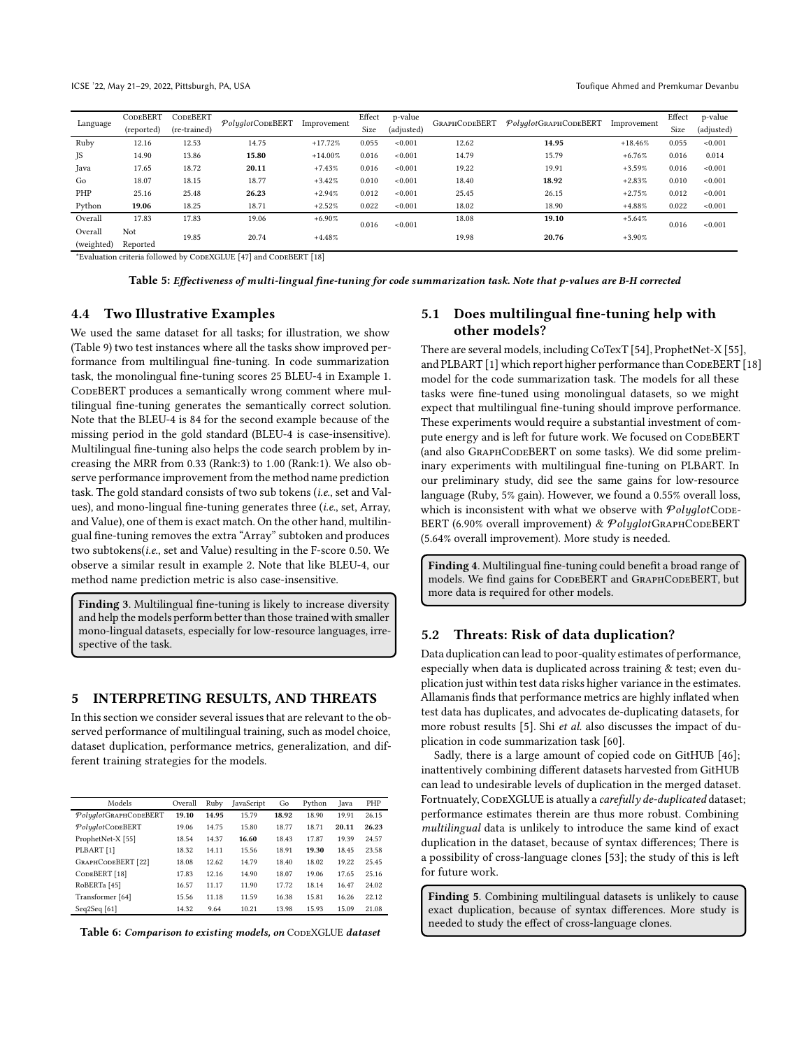| Language | CodeBERT (reported) | CodeBERT (re-trained) | *Polyglot*CodeBERT | Improvement | Effect Size | p-value (adjusted) | GraphCodeBERT | *Polyglot*GraphCodeBERT | Improvement | Effect Size | p-value (adjusted) |
|---|---|---|---|---|---|---|---|---|---|---|---|
| Ruby | 12.16 | 12.53 | 14.75 | +17.72% | 0.055 | <0.001 | 12.62 | **14.95** | +18.46% | 0.055 | <0.001 |
| JS | 14.90 | 13.86 | **15.80** | +14.00% | 0.016 | <0.001 | 14.79 | 15.79 | +6.76% | 0.016 | 0.014 |
| Java | 17.65 | 18.72 | **20.11** | +7.43% | 0.016 | <0.001 | 19.22 | 19.91 | +3.59% | 0.016 | <0.001 |
| Go | 18.07 | 18.15 | 18.77 | +3.42% | 0.010 | <0.001 | 18.40 | **18.92** | +2.83% | 0.010 | <0.001 |
| PHP | 25.16 | 25.48 | **26.23** | +2.94% | 0.012 | <0.001 | 25.45 | 26.15 | +2.75% | 0.012 | <0.001 |
| Python | **19.06** | 18.25 | 18.71 | +2.52% | 0.022 | <0.001 | 18.02 | 18.90 | +4.88% | 0.022 | <0.001 |
| Overall | 17.83 | 17.83 | 19.06 | +6.90% | 0.016 | <0.001 | 18.08 | **19.10** | +5.64% | 0.016 | <0.001 |
| Overall (weighted) | Not Reported | 19.85 | 20.74 | +4.48% | | | 19.98 | **20.76** | +3.90% | | |

*Evaluation criteria followed by CodeXGLUE [47] and CodeBERT [18]

**Table 5:** ***Effectiveness of multi-lingual fine-tuning for code summarization task. Note that p-values are B-H corrected***

### 4.4 Two Illustrative Examples

We used the same dataset for all tasks; for illustration, we show (Table 9) two test instances where all the tasks show improved performance from multilingual fine-tuning. In code summarization task, the monolingual fine-tuning scores 25 BLEU-4 in Example 1. CodeBERT produces a semantically wrong comment where multilingual fine-tuning generates the semantically correct solution. Note that the BLEU-4 is 84 for the second example because of the missing period in the gold standard (BLEU-4 is case-insensitive). Multilingual fine-tuning also helps the code search problem by increasing the MRR from 0.33 (Rank:3) to 1.00 (Rank:1). We also observe performance improvement from the method name prediction task. The gold standard consists of two sub tokens (*i.e.*, set and Values), and mono-lingual fine-tuning generates three (*i.e.*, set, Array, and Value), one of them is exact match. On the other hand, multilingual fine-tuning removes the extra "Array" subtoken and produces two subtokens(*i.e.*, set and Value) resulting in the F-score 0.50. We observe a similar result in example 2. Note that like BLEU-4, our method name prediction metric is also case-insensitive.

> **Finding 3**. Multilingual fine-tuning is likely to increase diversity and help the models perform better than those trained with smaller mono-lingual datasets, especially for low-resource languages, irrespective of the task.

## 5 INTERPRETING RESULTS, AND THREATS

In this section we consider several issues that are relevant to the observed performance of multilingual training, such as model choice, dataset duplication, performance metrics, generalization, and different training strategies for the models.

| Models | Overall | Ruby | JavaScript | Go | Python | Java | PHP |
|---|---|---|---|---|---|---|---|
| *Polyglot*GraphCodeBERT | **19.10** | **14.95** | 15.79 | **18.92** | 18.90 | 19.91 | 26.15 |
| *Polyglot*CodeBERT | 19.06 | 14.75 | 15.80 | 18.77 | 18.71 | **20.11** | **26.23** |
| ProphetNet-X [55] | 18.54 | 14.37 | **16.60** | 18.43 | 17.87 | 19.39 | 24.57 |
| PLBART [1] | 18.32 | 14.11 | 15.56 | 18.91 | **19.30** | 18.45 | 23.58 |
| GraphCodeBERT [22] | 18.08 | 12.62 | 14.79 | 18.40 | 18.02 | 19.22 | 25.45 |
| CodeBERT [18] | 17.83 | 12.16 | 14.90 | 18.07 | 19.06 | 17.65 | 25.16 |
| RoBERTa [45] | 16.57 | 11.17 | 11.90 | 17.72 | 18.14 | 16.47 | 24.02 |
| Transformer [64] | 15.56 | 11.18 | 11.59 | 16.38 | 15.81 | 16.26 | 22.12 |
| Seq2Seq [61] | 14.32 | 9.64 | 10.21 | 13.98 | 15.93 | 15.09 | 21.08 |

**Table 6:** ***Comparison to existing models, on* CodeXGLUE *dataset***

### 5.1 Does multilingual fine-tuning help with other models?

There are several models, including CoTexT [54], ProphetNet-X [55], and PLBART [1] which report higher performance than CodeBERT [18] model for the code summarization task. The models for all these tasks were fine-tuned using monolingual datasets, so we might expect that multilingual fine-tuning should improve performance. These experiments would require a substantial investment of compute energy and is left for future work. We focused on CodeBERT (and also GraphCodeBERT on some tasks). We did some preliminary experiments with multilingual fine-tuning on PLBART. In our preliminary study, did see the same gains for low-resource language (Ruby, 5% gain). However, we found a 0.55% overall loss, which is inconsistent with what we observe with *Polyglot*CodeBERT (6.90% overall improvement) & *Polyglot*GraphCodeBERT (5.64% overall improvement). More study is needed.

> **Finding 4**. Multilingual fine-tuning could benefit a broad range of models. We find gains for CodeBERT and GraphCodeBERT, but more data is required for other models.

### 5.2 Threats: Risk of data duplication?

Data duplication can lead to poor-quality estimates of performance, especially when data is duplicated across training & test; even duplication just within test data risks higher variance in the estimates. Allamanis finds that performance metrics are highly inflated when test data has duplicates, and advocates de-duplicating datasets, for more robust results [5]. Shi *et al.* also discusses the impact of duplication in code summarization task [60].

Sadly, there is a large amount of copied code on GitHUB [46]; inattentively combining different datasets harvested from GitHUB can lead to undesirable levels of duplication in the merged dataset. Fortnuately, CodeXGLUE is atually a *carefully de-duplicated* dataset; performance estimates therein are thus more robust. Combining *multilingual* data is unlikely to introduce the same kind of exact duplication in the dataset, because of syntax differences; There is a possibility of cross-language clones [53]; the study of this is left for future work.

> **Finding 5**. Combining multilingual datasets is unlikely to cause exact duplication, because of syntax differences. More study is needed to study the effect of cross-language clones.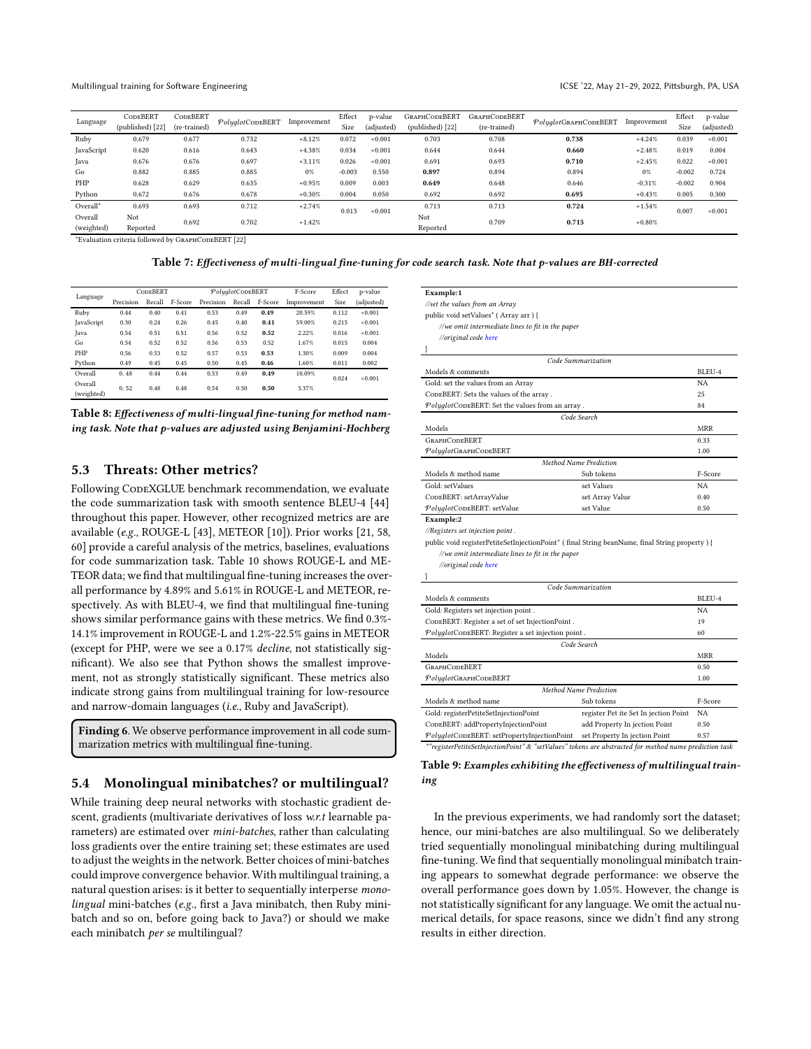| Language | CodeBERT (published) [22] | CodeBERT (re-trained) | *Polyglot*CodeBERT | Improvement | Effect Size | p-value (adjusted) | GraphCodeBERT (published) [22] | GraphCodeBERT (re-trained) | *Polyglot*GraphCodeBERT | Improvement | Effect Size | p-value (adjusted) |
|---|---|---|---|---|---|---|---|---|---|---|---|---|
| Ruby | 0.679 | 0.677 | 0.732 | +8.12% | 0.072 | <0.001 | 0.703 | 0.708 | **0.738** | +4.24% | 0.039 | <0.001 |
| JavaScript | 0.620 | 0.616 | 0.643 | +4.38% | 0.034 | <0.001 | 0.644 | 0.644 | **0.660** | +2.48% | 0.019 | 0.004 |
| Java | 0.676 | 0.676 | 0.697 | +3.11% | 0.026 | <0.001 | 0.691 | 0.693 | **0.710** | +2.45% | 0.022 | <0.001 |
| Go | 0.882 | 0.885 | 0.885 | 0% | -0.003 | 0.550 | **0.897** | 0.894 | 0.894 | 0% | -0.002 | 0.724 |
| PHP | 0.628 | 0.629 | 0.635 | +0.95% | 0.009 | 0.003 | **0.649** | 0.648 | 0.646 | -0.31% | -0.002 | 0.904 |
| Python | 0.672 | 0.676 | 0.678 | +0.30% | 0.004 | 0.050 | 0.692 | 0.692 | **0.695** | +0.43% | 0.005 | 0.300 |
| Overall* | 0.693 | 0.693 | 0.712 | +2.74% | 0.013 | <0.001 | 0.713 | 0.713 | **0.724** | +1.54% | 0.007 | <0.001 |
| Overall (weighted) | Not Reported | 0.692 | 0.702 | +1.42% | | | Not Reported | 0.709 | **0.715** | +0.80% | | |

*Evaluation criteria followed by GraphCodeBERT [22]

**Table 7: *Effectiveness of multi-lingual fine-tuning for code search task. Note that p-values are BH-corrected***

| Language | CodeBERT | | | *Polyglot*CodeBERT | | | F-Score | Effect | p-value |
|---|---|---|---|---|---|---|---|---|---|
| | Precision | Recall | F-Score | Precision | Recall | F-Score | Improvement | Size | (adjusted) |
| Ruby | 0.44 | 0.40 | 0.41 | 0.53 | 0.49 | **0.49** | 20.59% | 0.112 | <0.001 |
| JavaScript | 0.30 | 0.24 | 0.26 | 0.45 | 0.40 | **0.41** | 59.00% | 0.215 | <0.001 |
| Java | 0.54 | 0.51 | 0.51 | 0.56 | 0.52 | **0.52** | 2.22% | 0.016 | <0.001 |
| Go | 0.54 | 0.52 | 0.52 | 0.56 | 0.53 | 0.52 | 1.67% | 0.015 | 0.004 |
| PHP | 0.56 | 0.53 | 0.52 | 0.57 | 0.53 | **0.53** | 1.30% | 0.009 | 0.004 |
| Python | 0.49 | 0.45 | 0.45 | 0.50 | 0.45 | **0.46** | 1.60% | 0.011 | 0.002 |
| Overall | 0.48 | 0.44 | 0.44 | 0.53 | 0.49 | **0.49** | 10.09% | 0.024 | <0.001 |
| Overall (weighted) | 0.52 | 0.48 | 0.48 | 0.54 | 0.50 | **0.50** | 3.37% | | |

**Table 8: *Effectiveness of multi-lingual fine-tuning for method naming task. Note that p-values are adjusted using Benjamini-Hochberg***

## 5.3 Threats: Other metrics?

Following CodeXGLUE benchmark recommendation, we evaluate the code summarization task with smooth sentence BLEU-4 [44] throughout this paper. However, other recognized metrics are are available (*e.g.*, ROUGE-L [43], METEOR [10]). Prior works [21, 58, 60] provide a careful analysis of the metrics, baselines, evaluations for code summarization task. Table 10 shows ROUGE-L and METEOR data; we find that multilingual fine-tuning increases the overall performance by 4.89% and 5.61% in ROUGE-L and METEOR, respectively. As with BLEU-4, we find that multilingual fine-tuning shows similar performance gains with these metrics. We find 0.3%-14.1% improvement in ROUGE-L and 1.2%-22.5% gains in METEOR (except for PHP, were we see a 0.17% *decline*, not statistically significant). We also see that Python shows the smallest improvement, not as strongly statistically significant. These metrics also indicate strong gains from multilingual training for low-resource and narrow-domain languages (*i.e.*, Ruby and JavaScript).

**Finding 6**. We observe performance improvement in all code summarization metrics with multilingual fine-tuning.

## 5.4 Monolingual minibatches? or multilingual?

While training deep neural networks with stochastic gradient descent, gradients (multivariate derivatives of loss *w.r.t* learnable parameters) are estimated over *mini-batches*, rather than calculating loss gradients over the entire training set; these estimates are used to adjust the weights in the network. Better choices of mini-batches could improve convergence behavior. With multilingual training, a natural question arises: is it better to sequentially interperse *monolingual* mini-batches (*e.g.*, first a Java minibatch, then Ruby minibatch and so on, before going back to Java?) or should we make each minibatch *per se* multilingual?

**Example:1**

```
//set the values from an Array
public void setValues* ( Array arr ) {
    //we omit intermediate lines to fit in the paper
    //original code here
}
```

| *Code Summarization* | | |
|---|---|---|
| Models & comments | | BLEU-4 |
| Gold: set the values from an Array | | NA |
| CodeBERT: Sets the values of the array . | | 25 |
| *Polyglot*CodeBERT: Set the values from an array . | | 84 |
| *Code Search* | | |
| Models | | MRR |
| GraphCodeBERT | | 0.33 |
| *Polyglot*GraphCodeBERT | | 1.00 |
| *Method Name Prediction* | | |
| Models & method name | Sub tokens | F-Score |
| Gold: setValues | set Values | NA |
| CodeBERT: setArrayValue | set Array Value | 0.40 |
| *Polyglot*CodeBERT: setValue | set Value | 0.50 |

**Example:2**

```
//Registers set injection point .
public void registerPetiteSetInjectionPoint* ( final String beanName, final String property ) {
    //we omit intermediate lines to fit in the paper
    //original code here
}
```

| *Code Summarization* | | |
|---|---|---|
| Models & comments | | BLEU-4 |
| Gold: Registers set injection point . | | NA |
| CodeBERT: Register a set of set InjectionPoint . | | 19 |
| *Polyglot*CodeBERT: Register a set injection point . | | 60 |
| *Code Search* | | |
| Models | | MRR |
| GraphCodeBERT | | 0.50 |
| *Polyglot*GraphCodeBERT | | 1.00 |
| *Method Name Prediction* | | |
| Models & method name | Sub tokens | F-Score |
| Gold: registerPetiteSetInjectionPoint | register Pet ite Set In jection Point | NA |
| CodeBERT: addPropertyInjectionPoint | add Property In jection Point | 0.50 |
| *Polyglot*CodeBERT: setPropertyInjectionPoint | set Property In jection Point | 0.57 |

*"registerPetiteSetInjectionPoint" & "setValues" tokens are abstracted for method name prediction task

**Table 9: *Examples exhibiting the effectiveness of multilingual training***

In the previous experiments, we had randomly sort the dataset; hence, our mini-batches are also multilingual. So we deliberately tried sequentially monolingual minibatching during multilingual fine-tuning. We find that sequentially monolingual minibatch training appears to somewhat degrade performance: we observe the overall performance goes down by 1.05%. However, the change is not statistically significant for any language. We omit the actual numerical details, for space reasons, since we didn't find any strong results in either direction.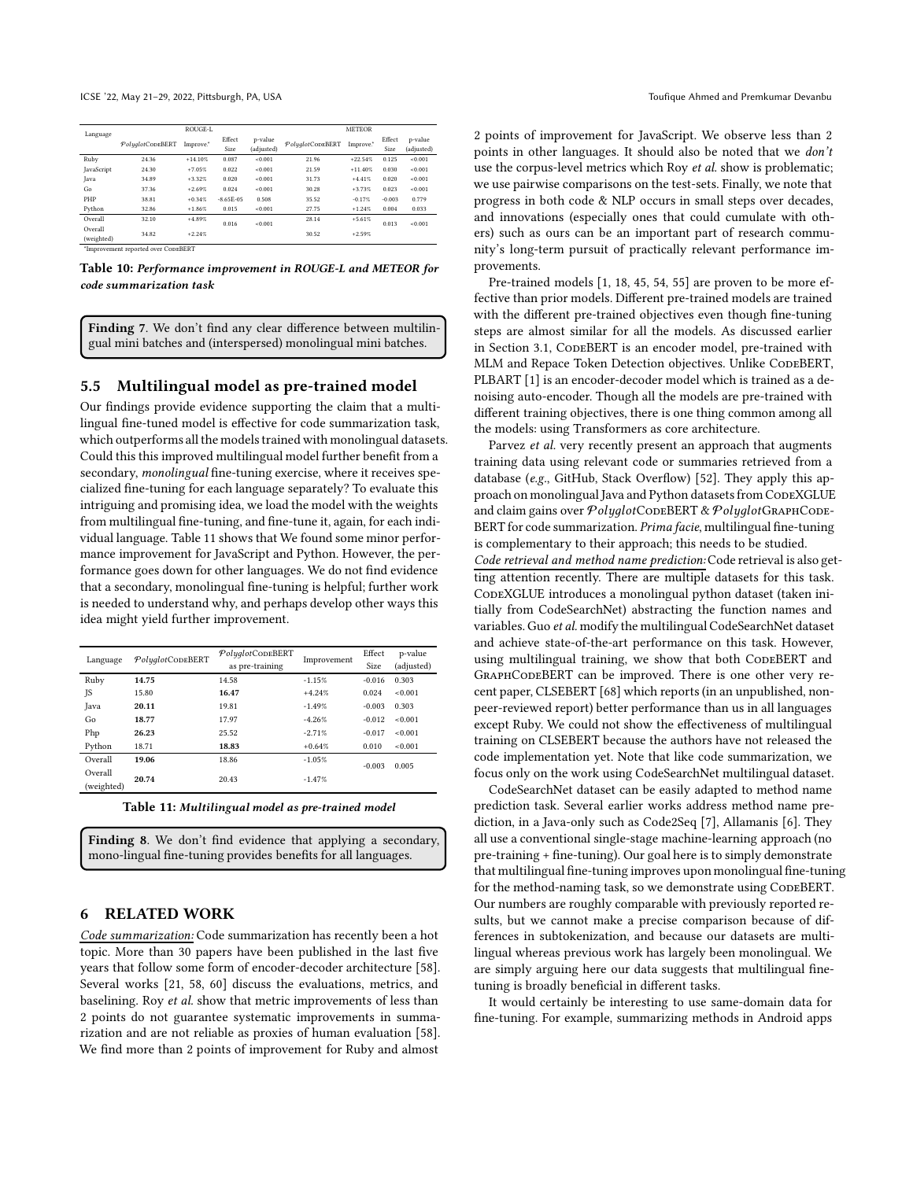| Language | ROUGE-L | | | | METEOR | | | |
|---|---|---|---|---|---|---|---|---|
| | *Polyglot*CodeBERT | Improve.* | Effect Size | p-value (adjusted) | *Polyglot*CodeBERT | Improve.* | Effect Size | p-value (adjusted) |
| Ruby | 24.36 | +14.10% | 0.087 | <0.001 | 21.96 | +22.54% | 0.125 | <0.001 |
| JavaScript | 24.30 | +7.05% | 0.022 | <0.001 | 21.59 | +11.40% | 0.030 | <0.001 |
| Java | 34.89 | +3.32% | 0.020 | <0.001 | 31.73 | +4.41% | 0.020 | <0.001 |
| Go | 37.36 | +2.69% | 0.024 | <0.001 | 30.28 | +3.73% | 0.023 | <0.001 |
| PHP | 38.81 | +0.34% | -8.65E-05 | 0.508 | 35.52 | -0.17% | -0.003 | 0.779 |
| Python | 32.86 | +1.86% | 0.015 | <0.001 | 27.75 | +1.24% | 0.004 | 0.033 |
| Overall | 32.10 | +4.89% | 0.016 | <0.001 | 28.14 | +5.61% | 0.013 | <0.001 |
| Overall (weighted) | 34.82 | +2.24% | | | 30.52 | +2.59% | | |

*Improvement reported over CodeBERT

**Table 10:** ***Performance improvement in ROUGE-L and METEOR for code summarization task***

> **Finding 7**. We don't find any clear difference between multilingual mini batches and (interspersed) monolingual mini batches.

## 5.5 Multilingual model as pre-trained model

Our findings provide evidence supporting the claim that a multilingual fine-tuned model is effective for code summarization task, which outperforms all the models trained with monolingual datasets. Could this this improved multilingual model further benefit from a secondary, *monolingual* fine-tuning exercise, where it receives specialized fine-tuning for each language separately? To evaluate this intriguing and promising idea, we load the model with the weights from multilingual fine-tuning, and fine-tune it, again, for each individual language. Table 11 shows that We found some minor performance improvement for JavaScript and Python. However, the performance goes down for other languages. We do not find evidence that a secondary, monolingual fine-tuning is helpful; further work is needed to understand why, and perhaps develop other ways this idea might yield further improvement.

| Language | *Polyglot*CodeBERT | *Polyglot*CodeBERT as pre-training | Improvement | Effect Size | p-value (adjusted) |
|---|---|---|---|---|---|
| Ruby | **14.75** | 14.58 | -1.15% | -0.016 | 0.303 |
| JS | 15.80 | **16.47** | +4.24% | 0.024 | <0.001 |
| Java | **20.11** | 19.81 | -1.49% | -0.003 | 0.303 |
| Go | **18.77** | 17.97 | -4.26% | -0.012 | <0.001 |
| Php | **26.23** | 25.52 | -2.71% | -0.017 | <0.001 |
| Python | 18.71 | **18.83** | +0.64% | 0.010 | <0.001 |
| Overall | **19.06** | 18.86 | -1.05% | -0.003 | 0.005 |
| Overall (weighted) | **20.74** | 20.43 | -1.47% | | |

**Table 11:** ***Multilingual model as pre-trained model***

> **Finding 8**. We don't find evidence that applying a secondary, mono-lingual fine-tuning provides benefits for all languages.

# 6 RELATED WORK

*Code summarization:* Code summarization has recently been a hot topic. More than 30 papers have been published in the last five years that follow some form of encoder-decoder architecture [58]. Several works [21, 58, 60] discuss the evaluations, metrics, and baselining. Roy *et al.* show that metric improvements of less than 2 points do not guarantee systematic improvements in summarization and are not reliable as proxies of human evaluation [58]. We find more than 2 points of improvement for Ruby and almost 2 points of improvement for JavaScript. We observe less than 2 points in other languages. It should also be noted that we *don't* use the corpus-level metrics which Roy *et al.* show is problematic; we use pairwise comparisons on the test-sets. Finally, we note that progress in both code & NLP occurs in small steps over decades, and innovations (especially ones that could cumulate with others) such as ours can be an important part of research community's long-term pursuit of practically relevant performance improvements.

Pre-trained models [1, 18, 45, 54, 55] are proven to be more effective than prior models. Different pre-trained models are trained with the different pre-trained objectives even though fine-tuning steps are almost similar for all the models. As discussed earlier in Section 3.1, CodeBERT is an encoder model, pre-trained with MLM and Repace Token Detection objectives. Unlike CodeBERT, PLBART [1] is an encoder-decoder model which is trained as a denoising auto-encoder. Though all the models are pre-trained with different training objectives, there is one thing common among all the models: using Transformers as core architecture.

Parvez *et al.* very recently present an approach that augments training data using relevant code or summaries retrieved from a database (*e.g.*, GitHub, Stack Overflow) [52]. They apply this approach on monolingual Java and Python datasets from CodeXGLUE and claim gains over *Polyglot*CodeBERT & *Polyglot*GraphCodeBERT for code summarization. *Prima facie*, multilingual fine-tuning is complementary to their approach; this needs to be studied.

*Code retrieval and method name prediction:* Code retrieval is also getting attention recently. There are multiple datasets for this task. CodeXGLUE introduces a monolingual python dataset (taken initially from CodeSearchNet) abstracting the function names and variables. Guo *et al.* modify the multilingual CodeSearchNet dataset and achieve state-of-the-art performance on this task. However, using multilingual training, we show that both CodeBERT and GraphCodeBERT can be improved. There is one other very recent paper, CLSEBERT [68] which reports (in an unpublished, non-peer-reviewed report) better performance than us in all languages except Ruby. We could not show the effectiveness of multilingual training on CLSEBERT because the authors have not released the code implementation yet. Note that like code summarization, we focus only on the work using CodeSearchNet multilingual dataset.

CodeSearchNet dataset can be easily adapted to method name prediction task. Several earlier works address method name prediction, in a Java-only such as Code2Seq [7], Allamanis [6]. They all use a conventional single-stage machine-learning approach (no pre-training + fine-tuning). Our goal here is to simply demonstrate that multilingual fine-tuning improves upon monolingual fine-tuning for the method-naming task, so we demonstrate using CodeBERT. Our numbers are roughly comparable with previously reported results, but we cannot make a precise comparison because of differences in subtokenization, and because our datasets are multilingual whereas previous work has largely been monolingual. We are simply arguing here our data suggests that multilingual fine-tuning is broadly beneficial in different tasks.

It would certainly be interesting to use same-domain data for fine-tuning. For example, summarizing methods in Android apps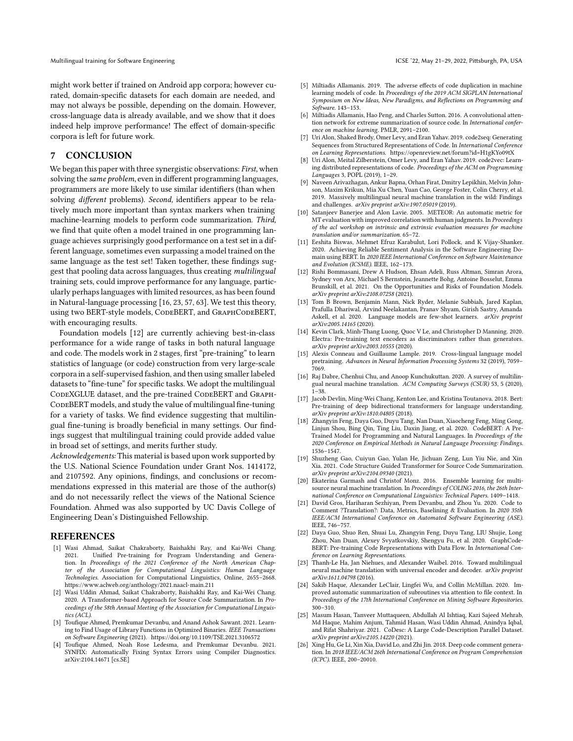might work better if trained on Android app corpora; however curated, domain-specific datasets for each domain are needed, and may not always be possible, depending on the domain. However, cross-language data is already available, and we show that it does indeed help improve performance! The effect of domain-specific corpora is left for future work.

## 7 CONCLUSION

We began this paper with three synergistic observations: *First,* when solving the *same problem*, even in different programming languages, programmers are more likely to use similar identifiers (than when solving *different* problems). *Second,* identifiers appear to be relatively much more important than syntax markers when training machine-learning models to perform code summarization. *Third,* we find that quite often a model trained in one programming language achieves surprisingly good performance on a test set in a different language, sometimes even surpassing a model trained on the same language as the test set! Taken together, these findings suggest that pooling data across languages, thus creating *multilingual* training sets, could improve performance for any language, particularly perhaps languages with limited resources, as has been found in Natural-language processing [16, 23, 57, 63]. We test this theory, using two BERT-style models, CodeBERT, and GraphCodeBERT, with encouraging results.

Foundation models [12] are currently achieving best-in-class performance for a wide range of tasks in both natural language and code. The models work in 2 stages, first "pre-training" to learn statistics of language (or code) construction from very large-scale corpora in a self-supervised fashion, and then using smaller labeled datasets to "fine-tune" for specific tasks. We adopt the multilingual CodeXGLUE dataset, and the pre-trained CodeBERT and GraphCodeBERT models, and study the value of multilingual fine-tuning for a variety of tasks. We find evidence suggesting that multilingual fine-tuning is broadly beneficial in many settings. Our findings suggest that multilingual training could provide added value in broad set of settings, and merits further study.

*Acknowledgements:* This material is based upon work supported by the U.S. National Science Foundation under Grant Nos. 1414172, and 2107592. Any opinions, findings, and conclusions or recommendations expressed in this material are those of the author(s) and do not necessarily reflect the views of the National Science Foundation. Ahmed was also supported by UC Davis College of Engineering Dean's Distinguished Fellowship.

## REFERENCES

[1] Wasi Ahmad, Saikat Chakraborty, Baishakhi Ray, and Kai-Wei Chang. 2021. Unified Pre-training for Program Understanding and Generation. In *Proceedings of the 2021 Conference of the North American Chapter of the Association for Computational Linguistics: Human Language Technologies*. Association for Computational Linguistics, Online, 2655–2668. https://www.aclweb.org/anthology/2021.naacl-main.211

[2] Wasi Uddin Ahmad, Saikat Chakraborty, Baishakhi Ray, and Kai-Wei Chang. 2020. A Transformer-based Approach for Source Code Summarization. In *Proceedings of the 58th Annual Meeting of the Association for Computational Linguistics (ACL)*.

[3] Toufique Ahmed, Premkumar Devanbu, and Anand Ashok Sawant. 2021. Learning to Find Usage of Library Functions in Optimized Binaries. *IEEE Transactions on Software Engineering* (2021). https://doi.org/10.1109/TSE.2021.3106572

[4] Toufique Ahmed, Noah Rose Ledesma, and Premkumar Devanbu. 2021. SYNFIX: Automatically Fixing Syntax Errors using Compiler Diagnostics. arXiv:2104.14671 [cs.SE]

[5] Miltiadis Allamanis. 2019. The adverse effects of code duplication in machine learning models of code. In *Proceedings of the 2019 ACM SIGPLAN International Symposium on New Ideas, New Paradigms, and Reflections on Programming and Software*. 143–153.

[6] Miltiadis Allamanis, Hao Peng, and Charles Sutton. 2016. A convolutional attention network for extreme summarization of source code. In *International conference on machine learning*. PMLR, 2091–2100.

[7] Uri Alon, Shaked Brody, Omer Levy, and Eran Yahav. 2019. code2seq: Generating Sequences from Structured Representations of Code. In *International Conference on Learning Representations*. https://openreview.net/forum?id=H1gKYo09tX

[8] Uri Alon, Meital Zilberstein, Omer Levy, and Eran Yahav. 2019. code2vec: Learning distributed representations of code. *Proceedings of the ACM on Programming Languages* 3, POPL (2019), 1–29.

[9] Naveen Arivazhagan, Ankur Bapna, Orhan Firat, Dmitry Lepikhin, Melvin Johnson, Maxim Krikun, Mia Xu Chen, Yuan Cao, George Foster, Colin Cherry, et al. 2019. Massively multilingual neural machine translation in the wild: Findings and challenges. *arXiv preprint arXiv:1907.05019* (2019).

[10] Satanjeev Banerjee and Alon Lavie. 2005. METEOR: An automatic metric for MT evaluation with improved correlation with human judgments. In *Proceedings of the acl workshop on intrinsic and extrinsic evaluation measures for machine translation and/or summarization*. 65–72.

[11] Eeshita Biswas, Mehmet Efruz Karabulut, Lori Pollock, and K Vijay-Shanker. 2020. Achieving Reliable Sentiment Analysis in the Software Engineering Domain using BERT. In *2020 IEEE International Conference on Software Maintenance and Evolution (ICSME)*. IEEE, 162–173.

[12] Rishi Bommasani, Drew A Hudson, Ehsan Adeli, Russ Altman, Simran Arora, Sydney von Arx, Michael S Bernstein, Jeannette Bohg, Antoine Bosselut, Emma Brunskill, et al. 2021. On the Opportunities and Risks of Foundation Models. *arXiv preprint arXiv:2108.07258* (2021).

[13] Tom B Brown, Benjamin Mann, Nick Ryder, Melanie Subbiah, Jared Kaplan, Prafulla Dhariwal, Arvind Neelakantan, Pranav Shyam, Girish Sastry, Amanda Askell, et al. 2020. Language models are few-shot learners. *arXiv preprint arXiv:2005.14165* (2020).

[14] Kevin Clark, Minh-Thang Luong, Quoc V Le, and Christopher D Manning. 2020. Electra: Pre-training text encoders as discriminators rather than generators. *arXiv preprint arXiv:2003.10555* (2020).

[15] Alexis Conneau and Guillaume Lample. 2019. Cross-lingual language model pretraining. *Advances in Neural Information Processing Systems* 32 (2019), 7059–7069.

[16] Raj Dabre, Chenhui Chu, and Anoop Kunchukuttan. 2020. A survey of multilingual neural machine translation. *ACM Computing Surveys (CSUR)* 53, 5 (2020), 1–38.

[17] Jacob Devlin, Ming-Wei Chang, Kenton Lee, and Kristina Toutanova. 2018. Bert: Pre-training of deep bidirectional transformers for language understanding. *arXiv preprint arXiv:1810.04805* (2018).

[18] Zhangyin Feng, Daya Guo, Duyu Tang, Nan Duan, Xiaocheng Feng, Ming Gong, Linjun Shou, Bing Qin, Ting Liu, Daxin Jiang, et al. 2020. CodeBERT: A Pre-Trained Model for Programming and Natural Languages. In *Proceedings of the 2020 Conference on Empirical Methods in Natural Language Processing: Findings*. 1536–1547.

[19] Shuzheng Gao, Cuiyun Gao, Yulan He, Jichuan Zeng, Lun Yiu Nie, and Xin Xia. 2021. Code Structure Guided Transformer for Source Code Summarization. *arXiv preprint arXiv:2104.09340* (2021).

[20] Ekaterina Garmash and Christof Monz. 2016. Ensemble learning for multi-source neural machine translation. In *Proceedings of COLING 2016, the 26th International Conference on Computational Linguistics: Technical Papers*. 1409–1418.

[21] David Gros, Hariharan Sezhiyan, Prem Devanbu, and Zhou Yu. 2020. Code to Comment ?Translation?: Data, Metrics, Baselining & Evaluation. In *2020 35th IEEE/ACM International Conference on Automated Software Engineering (ASE)*. IEEE, 746–757.

[22] Daya Guo, Shuo Ren, Shuai Lu, Zhangyin Feng, Duyu Tang, LIU Shujie, Long Zhou, Nan Duan, Alexey Svyatkovskiy, Shengyu Fu, et al. 2020. GraphCodeBERT: Pre-training Code Representations with Data Flow. In *International Conference on Learning Representations*.

[23] Thanh-Le Ha, Jan Niehues, and Alexander Waibel. 2016. Toward multilingual neural machine translation with universal encoder and decoder. *arXiv preprint arXiv:1611.04798* (2016).

[24] Sakib Haque, Alexander LeClair, Lingfei Wu, and Collin McMillan. 2020. Improved automatic summarization of subroutines via attention to file context. In *Proceedings of the 17th International Conference on Mining Software Repositories*. 300–310.

[25] Masum Hasan, Tanveer Muttaqueen, Abdullah Al Ishtiaq, Kazi Sajeed Mehrab, Md Haque, Mahim Anjum, Tahmid Hasan, Wasi Uddin Ahmad, Anindya Iqbal, and Rifat Shahriyar. 2021. CoDesc: A Large Code-Description Parallel Dataset. *arXiv preprint arXiv:2105.14220* (2021).

[26] Xing Hu, Ge Li, Xin Xia, David Lo, and Zhi Jin. 2018. Deep code comment generation. In *2018 IEEE/ACM 26th International Conference on Program Comprehension (ICPC)*. IEEE, 200–20010.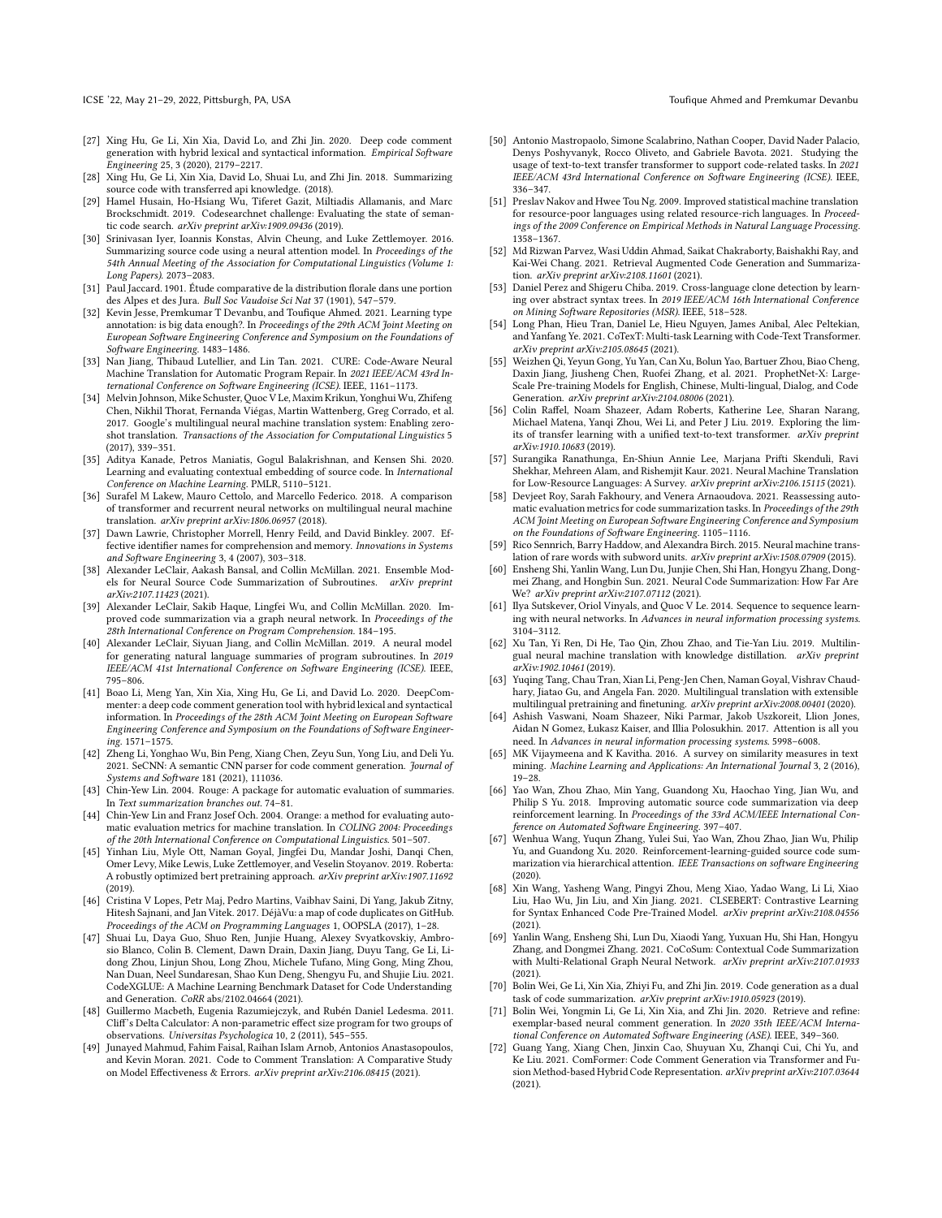[27] Xing Hu, Ge Li, Xin Xia, David Lo, and Zhi Jin. 2020. Deep code comment generation with hybrid lexical and syntactical information. *Empirical Software Engineering* 25, 3 (2020), 2179–2217.

[28] Xing Hu, Ge Li, Xin Xia, David Lo, Shuai Lu, and Zhi Jin. 2018. Summarizing source code with transferred api knowledge. (2018).

[29] Hamel Husain, Ho-Hsiang Wu, Tiferet Gazit, Miltiadis Allamanis, and Marc Brockschmidt. 2019. Codesearchnet challenge: Evaluating the state of semantic code search. *arXiv preprint arXiv:1909.09436* (2019).

[30] Srinivasan Iyer, Ioannis Konstas, Alvin Cheung, and Luke Zettlemoyer. 2016. Summarizing source code using a neural attention model. In *Proceedings of the 54th Annual Meeting of the Association for Computational Linguistics (Volume 1: Long Papers)*. 2073–2083.

[31] Paul Jaccard. 1901. Étude comparative de la distribution florale dans une portion des Alpes et des Jura. *Bull Soc Vaudoise Sci Nat* 37 (1901), 547–579.

[32] Kevin Jesse, Premkumar T Devanbu, and Toufique Ahmed. 2021. Learning type annotation: is big data enough?. In *Proceedings of the 29th ACM Joint Meeting on European Software Engineering Conference and Symposium on the Foundations of Software Engineering*. 1483–1486.

[33] Nan Jiang, Thibaud Lutellier, and Lin Tan. 2021. CURE: Code-Aware Neural Machine Translation for Automatic Program Repair. In *2021 IEEE/ACM 43rd International Conference on Software Engineering (ICSE)*. IEEE, 1161–1173.

[34] Melvin Johnson, Mike Schuster, Quoc V Le, Maxim Krikun, Yonghui Wu, Zhifeng Chen, Nikhil Thorat, Fernanda Viégas, Martin Wattenberg, Greg Corrado, et al. 2017. Google's multilingual neural machine translation system: Enabling zero-shot translation. *Transactions of the Association for Computational Linguistics* 5 (2017), 339–351.

[35] Aditya Kanade, Petros Maniatis, Gogul Balakrishnan, and Kensen Shi. 2020. Learning and evaluating contextual embedding of source code. In *International Conference on Machine Learning*. PMLR, 5110–5121.

[36] Surafel M Lakew, Mauro Cettolo, and Marcello Federico. 2018. A comparison of transformer and recurrent neural networks on multilingual neural machine translation. *arXiv preprint arXiv:1806.06957* (2018).

[37] Dawn Lawrie, Christopher Morrell, Henry Feild, and David Binkley. 2007. Effective identifier names for comprehension and memory. *Innovations in Systems and Software Engineering* 3, 4 (2007), 303–318.

[38] Alexander LeClair, Aakash Bansal, and Collin McMillan. 2021. Ensemble Models for Neural Source Code Summarization of Subroutines. *arXiv preprint arXiv:2107.11423* (2021).

[39] Alexander LeClair, Sakib Haque, Lingfei Wu, and Collin McMillan. 2020. Improved code summarization via a graph neural network. In *Proceedings of the 28th International Conference on Program Comprehension*. 184–195.

[40] Alexander LeClair, Siyuan Jiang, and Collin McMillan. 2019. A neural model for generating natural language summaries of program subroutines. In *2019 IEEE/ACM 41st International Conference on Software Engineering (ICSE)*. IEEE, 795–806.

[41] Boao Li, Meng Yan, Xin Xia, Xing Hu, Ge Li, and David Lo. 2020. DeepCommenter: a deep code comment generation tool with hybrid lexical and syntactical information. In *Proceedings of the 28th ACM Joint Meeting on European Software Engineering Conference and Symposium on the Foundations of Software Engineering*. 1571–1575.

[42] Zheng Li, Yonghao Wu, Bin Peng, Xiang Chen, Zeyu Sun, Yong Liu, and Deli Yu. 2021. SeCNN: A semantic CNN parser for code comment generation. *Journal of Systems and Software* 181 (2021), 111036.

[43] Chin-Yew Lin. 2004. Rouge: A package for automatic evaluation of summaries. In *Text summarization branches out*. 74–81.

[44] Chin-Yew Lin and Franz Josef Och. 2004. Orange: a method for evaluating automatic evaluation metrics for machine translation. In *COLING 2004: Proceedings of the 20th International Conference on Computational Linguistics*. 501–507.

[45] Yinhan Liu, Myle Ott, Naman Goyal, Jingfei Du, Mandar Joshi, Danqi Chen, Omer Levy, Mike Lewis, Luke Zettlemoyer, and Veselin Stoyanov. 2019. Roberta: A robustly optimized bert pretraining approach. *arXiv preprint arXiv:1907.11692* (2019).

[46] Cristina V Lopes, Petr Maj, Pedro Martins, Vaibhav Saini, Di Yang, Jakub Zitny, Hitesh Sajnani, and Jan Vitek. 2017. DéjàVu: a map of code duplicates on GitHub. *Proceedings of the ACM on Programming Languages* 1, OOPSLA (2017), 1–28.

[47] Shuai Lu, Daya Guo, Shuo Ren, Junjie Huang, Alexey Svyatkovskiy, Ambrosio Blanco, Colin B. Clement, Dawn Drain, Daxin Jiang, Duyu Tang, Ge Li, Lidong Zhou, Linjun Shou, Long Zhou, Michele Tufano, Ming Gong, Ming Zhou, Nan Duan, Neel Sundaresan, Shao Kun Deng, Shengyu Fu, and Shujie Liu. 2021. CodeXGLUE: A Machine Learning Benchmark Dataset for Code Understanding and Generation. *CoRR* abs/2102.04664 (2021).

[48] Guillermo Macbeth, Eugenia Razumiejczyk, and Rubén Daniel Ledesma. 2011. Cliff's Delta Calculator: A non-parametric effect size program for two groups of observations. *Universitas Psychologica* 10, 2 (2011), 545–555.

[49] Junayed Mahmud, Fahim Faisal, Raihan Islam Arnob, Antonios Anastasopoulos, and Kevin Moran. 2021. Code to Comment Translation: A Comparative Study on Model Effectiveness & Errors. *arXiv preprint arXiv:2106.08415* (2021).

[50] Antonio Mastropaolo, Simone Scalabrino, Nathan Cooper, David Nader Palacio, Denys Poshyvanyk, Rocco Oliveto, and Gabriele Bavota. 2021. Studying the usage of text-to-text transfer transformer to support code-related tasks. In *2021 IEEE/ACM 43rd International Conference on Software Engineering (ICSE)*. IEEE, 336–347.

[51] Preslav Nakov and Hwee Tou Ng. 2009. Improved statistical machine translation for resource-poor languages using related resource-rich languages. In *Proceedings of the 2009 Conference on Empirical Methods in Natural Language Processing*. 1358–1367.

[52] Md Rizwan Parvez, Wasi Uddin Ahmad, Saikat Chakraborty, Baishakhi Ray, and Kai-Wei Chang. 2021. Retrieval Augmented Code Generation and Summarization. *arXiv preprint arXiv:2108.11601* (2021).

[53] Daniel Perez and Shigeru Chiba. 2019. Cross-language clone detection by learning over abstract syntax trees. In *2019 IEEE/ACM 16th International Conference on Mining Software Repositories (MSR)*. IEEE, 518–528.

[54] Long Phan, Hieu Tran, Daniel Le, Hieu Nguyen, James Anibal, Alec Peltekian, and Yanfang Ye. 2021. CoTexT: Multi-task Learning with Code-Text Transformer. *arXiv preprint arXiv:2105.08645* (2021).

[55] Weizhen Qi, Yeyun Gong, Yu Yan, Can Xu, Bolun Yao, Bartuer Zhou, Biao Cheng, Daxin Jiang, Jiusheng Chen, Ruofei Zhang, et al. 2021. ProphetNet-X: Large-Scale Pre-training Models for English, Chinese, Multi-lingual, Dialog, and Code Generation. *arXiv preprint arXiv:2104.08006* (2021).

[56] Colin Raffel, Noam Shazeer, Adam Roberts, Katherine Lee, Sharan Narang, Michael Matena, Yanqi Zhou, Wei Li, and Peter J Liu. 2019. Exploring the limits of transfer learning with a unified text-to-text transformer. *arXiv preprint arXiv:1910.10683* (2019).

[57] Surangika Ranathunga, En-Shiun Annie Lee, Marjana Prifti Skenduli, Ravi Shekhar, Mehreen Alam, and Rishemjit Kaur. 2021. Neural Machine Translation for Low-Resource Languages: A Survey. *arXiv preprint arXiv:2106.15115* (2021).

[58] Devjeet Roy, Sarah Fakhoury, and Venera Arnaoudova. 2021. Reassessing automatic evaluation metrics for code summarization tasks. In *Proceedings of the 29th ACM Joint Meeting on European Software Engineering Conference and Symposium on the Foundations of Software Engineering*. 1105–1116.

[59] Rico Sennrich, Barry Haddow, and Alexandra Birch. 2015. Neural machine translation of rare words with subword units. *arXiv preprint arXiv:1508.07909* (2015).

[60] Ensheng Shi, Yanlin Wang, Lun Du, Junjie Chen, Shi Han, Hongyu Zhang, Dongmei Zhang, and Hongbin Sun. 2021. Neural Code Summarization: How Far Are We? *arXiv preprint arXiv:2107.07112* (2021).

[61] Ilya Sutskever, Oriol Vinyals, and Quoc V Le. 2014. Sequence to sequence learning with neural networks. In *Advances in neural information processing systems*. 3104–3112.

[62] Xu Tan, Yi Ren, Di He, Tao Qin, Zhou Zhao, and Tie-Yan Liu. 2019. Multilingual neural machine translation with knowledge distillation. *arXiv preprint arXiv:1902.10461* (2019).

[63] Yuqing Tang, Chau Tran, Xian Li, Peng-Jen Chen, Naman Goyal, Vishrav Chaudhary, Jiatao Gu, and Angela Fan. 2020. Multilingual translation with extensible multilingual pretraining and finetuning. *arXiv preprint arXiv:2008.00401* (2020).

[64] Ashish Vaswani, Noam Shazeer, Niki Parmar, Jakob Uszkoreit, Llion Jones, Aidan N Gomez, Łukasz Kaiser, and Illia Polosukhin. 2017. Attention is all you need. In *Advances in neural information processing systems*. 5998–6008.

[65] MK Vijaymeena and K Kavitha. 2016. A survey on similarity measures in text mining. *Machine Learning and Applications: An International Journal* 3, 2 (2016), 19–28.

[66] Yao Wan, Zhou Zhao, Min Yang, Guandong Xu, Haochao Ying, Jian Wu, and Philip S Yu. 2018. Improving automatic source code summarization via deep reinforcement learning. In *Proceedings of the 33rd ACM/IEEE International Conference on Automated Software Engineering*. 397–407.

[67] Wenhua Wang, Yuqun Zhang, Yulei Sui, Yao Wan, Zhou Zhao, Jian Wu, Philip Yu, and Guandong Xu. 2020. Reinforcement-learning-guided source code summarization via hierarchical attention. *IEEE Transactions on software Engineering* (2020).

[68] Xin Wang, Yasheng Wang, Pingyi Zhou, Meng Xiao, Yadao Wang, Li Li, Xiao Liu, Hao Wu, Jin Liu, and Xin Jiang. 2021. CLSEBERT: Contrastive Learning for Syntax Enhanced Code Pre-Trained Model. *arXiv preprint arXiv:2108.04556* (2021).

[69] Yanlin Wang, Ensheng Shi, Lun Du, Xiaodi Yang, Yuxuan Hu, Shi Han, Hongyu Zhang, and Dongmei Zhang. 2021. CoCoSum: Contextual Code Summarization with Multi-Relational Graph Neural Network. *arXiv preprint arXiv:2107.01933* (2021).

[70] Bolin Wei, Ge Li, Xin Xia, Zhiyi Fu, and Zhi Jin. 2019. Code generation as a dual task of code summarization. *arXiv preprint arXiv:1910.05923* (2019).

[71] Bolin Wei, Yongmin Li, Ge Li, Xin Xia, and Zhi Jin. 2020. Retrieve and refine: exemplar-based neural comment generation. In *2020 35th IEEE/ACM International Conference on Automated Software Engineering (ASE)*. IEEE, 349–360.

[72] Guang Yang, Xiang Chen, Jinxin Cao, Shuyuan Xu, Zhanqi Cui, Chi Yu, and Ke Liu. 2021. ComFormer: Code Comment Generation via Transformer and Fusion Method-based Hybrid Code Representation. *arXiv preprint arXiv:2107.03644* (2021).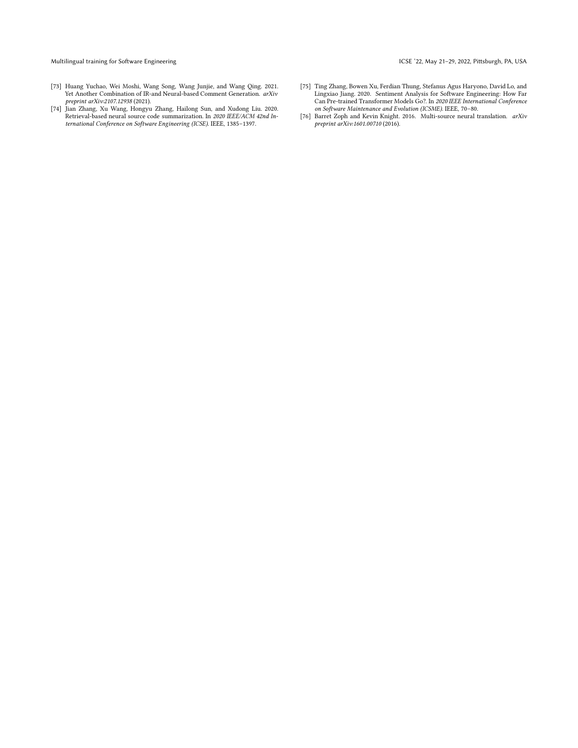[73] Huang Yuchao, Wei Moshi, Wang Song, Wang Junjie, and Wang Qing. 2021. Yet Another Combination of IR-and Neural-based Comment Generation. *arXiv preprint arXiv:2107.12938* (2021).

[74] Jian Zhang, Xu Wang, Hongyu Zhang, Hailong Sun, and Xudong Liu. 2020. Retrieval-based neural source code summarization. In *2020 IEEE/ACM 42nd International Conference on Software Engineering (ICSE)*. IEEE, 1385–1397.

[75] Ting Zhang, Bowen Xu, Ferdian Thung, Stefanus Agus Haryono, David Lo, and Lingxiao Jiang. 2020. Sentiment Analysis for Software Engineering: How Far Can Pre-trained Transformer Models Go?. In *2020 IEEE International Conference on Software Maintenance and Evolution (ICSME)*. IEEE, 70–80.

[76] Barret Zoph and Kevin Knight. 2016. Multi-source neural translation. *arXiv preprint arXiv:1601.00710* (2016).